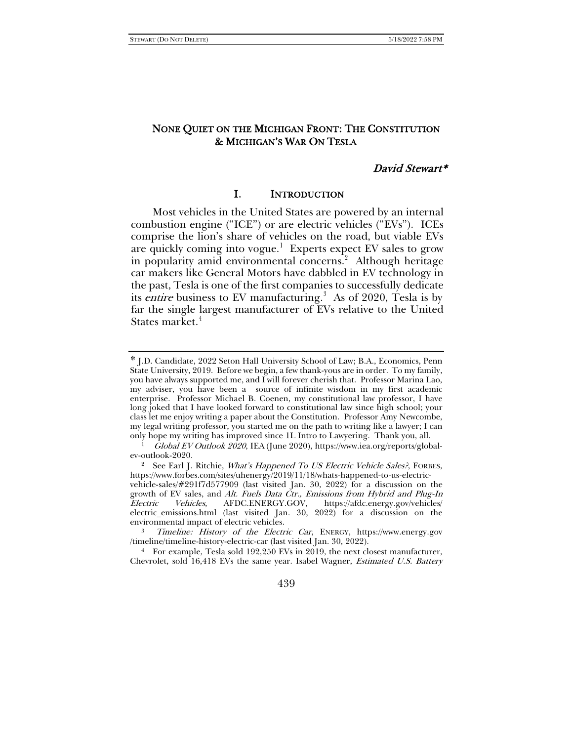# NONE QUIET ON THE MICHIGAN FRONT: THE CONSTITUTION & MICHIGAN'S WAR ON TESLA

*David Stewart\**

## I. INTRODUCTION

Most vehicles in the United States are powered by an internal combustion engine ("ICE") or are electric vehicles ("EVs"). ICEs comprise the lion's share of vehicles on the road, but viable EVs are quickly coming into vogue.[1] Experts expect EV sales to grow in popularity amid environmental concerns.[2] Although heritage car makers like General Motors have dabbled in EV technology in the past, Tesla is one of the first companies to successfully dedicate its *entire* business to EV manufacturing.[3] As of 2020, Tesla is by far the single largest manufacturer of EVs relative to the United States market.[4]

---

\* J.D. Candidate, 2022 Seton Hall University School of Law; B.A., Economics, Penn State University, 2019. Before we begin, a few thank-yous are in order. To my family, you have always supported me, and I will forever cherish that. Professor Marina Lao, my adviser, you have been a source of infinite wisdom in my first academic enterprise. Professor Michael B. Coenen, my constitutional law professor, I have long joked that I have looked forward to constitutional law since high school; your class let me enjoy writing a paper about the Constitution. Professor Amy Newcombe, my legal writing professor, you started me on the path to writing like a lawyer; I can only hope my writing has improved since 1L Intro to Lawyering. Thank you, all.

[1] *Global EV Outlook 2020*, IEA (June 2020), https://www.iea.org/reports/global-ev-outlook-2020.

[2] See Earl J. Ritchie, *What's Happened To US Electric Vehicle Sales?*, FORBES, https://www.forbes.com/sites/uhenergy/2019/11/18/whats-happened-to-us-electric-vehicle-sales/#291f7d577909 (last visited Jan. 30, 2022) for a discussion on the growth of EV sales, and *Alt. Fuels Data Ctr., Emissions from Hybrid and Plug-In Electric Vehicles*, AFDC.ENERGY.GOV, https://afdc.energy.gov/vehicles/electric_emissions.html (last visited Jan. 30, 2022) for a discussion on the environmental impact of electric vehicles.

[3] *Timeline: History of the Electric Car*, ENERGY, https://www.energy.gov/timeline/timeline-history-electric-car (last visited Jan. 30, 2022).

[4] For example, Tesla sold 192,250 EVs in 2019, the next closest manufacturer, Chevrolet, sold 16,418 EVs the same year. Isabel Wagner, *Estimated U.S. Battery*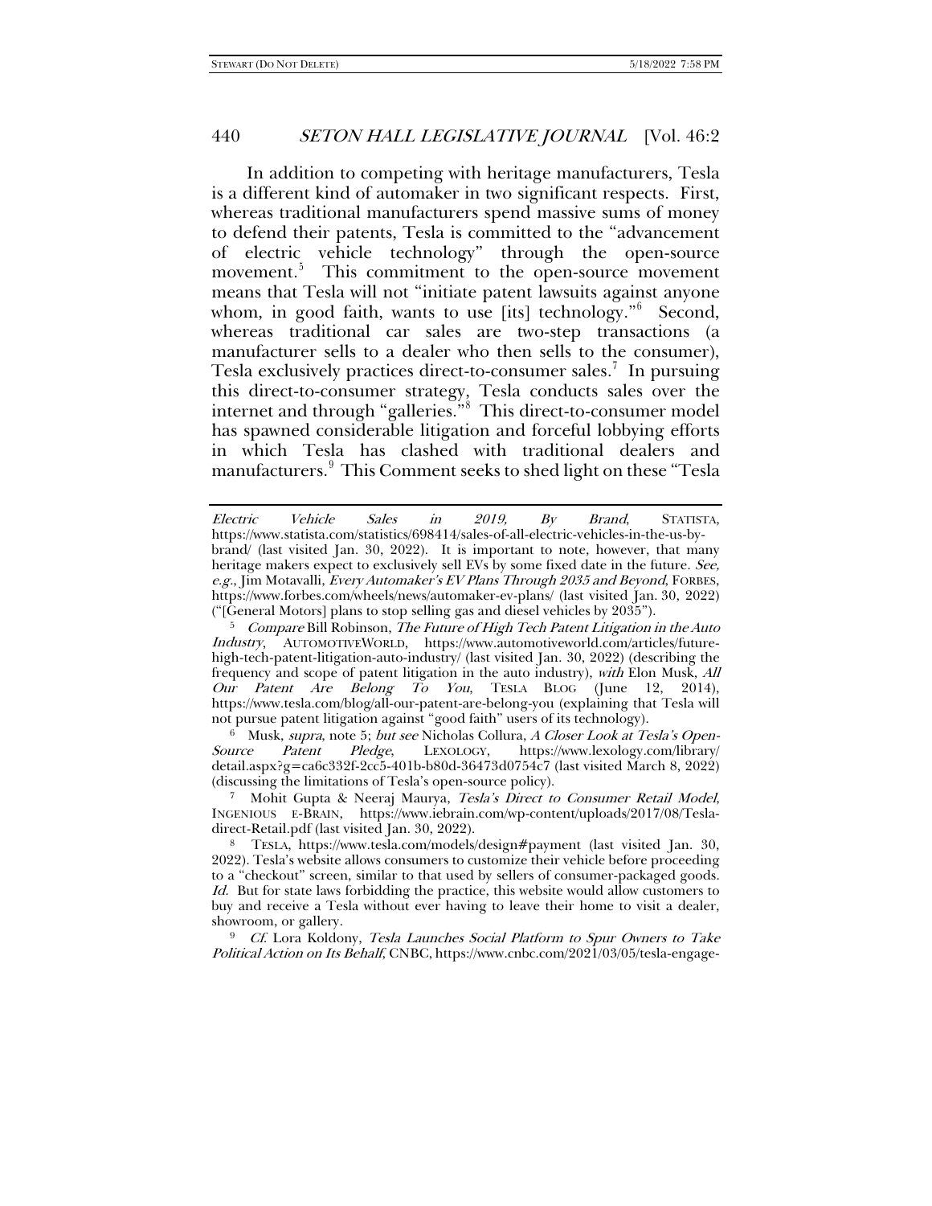In addition to competing with heritage manufacturers, Tesla is a different kind of automaker in two significant respects. First, whereas traditional manufacturers spend massive sums of money to defend their patents, Tesla is committed to the "advancement of electric vehicle technology" through the open-source movement.[5] This commitment to the open-source movement means that Tesla will not "initiate patent lawsuits against anyone whom, in good faith, wants to use [its] technology."[6] Second, whereas traditional car sales are two-step transactions (a manufacturer sells to a dealer who then sells to the consumer), Tesla exclusively practices direct-to-consumer sales.[7] In pursuing this direct-to-consumer strategy, Tesla conducts sales over the internet and through "galleries."[8] This direct-to-consumer model has spawned considerable litigation and forceful lobbying efforts in which Tesla has clashed with traditional dealers and manufacturers.[9] This Comment seeks to shed light on these "Tesla

---

*Electric Vehicle Sales in 2019, By Brand*, STATISTA, https://www.statista.com/statistics/698414/sales-of-all-electric-vehicles-in-the-us-by-brand/ (last visited Jan. 30, 2022). It is important to note, however, that many heritage makers expect to exclusively sell EVs by some fixed date in the future. *See, e.g.*, Jim Motavalli, *Every Automaker's EV Plans Through 2035 and Beyond*, FORBES, https://www.forbes.com/wheels/news/automaker-ev-plans/ (last visited Jan. 30, 2022) ("[General Motors] plans to stop selling gas and diesel vehicles by 2035").

[5] *Compare* Bill Robinson, *The Future of High Tech Patent Litigation in the Auto Industry*, AUTOMOTIVEWORLD, https://www.automotiveworld.com/articles/future-high-tech-patent-litigation-auto-industry/ (last visited Jan. 30, 2022) (describing the frequency and scope of patent litigation in the auto industry), *with* Elon Musk, *All Our Patent Are Belong To You*, TESLA BLOG (June 12, 2014), https://www.tesla.com/blog/all-our-patent-are-belong-you (explaining that Tesla will not pursue patent litigation against "good faith" users of its technology).

[6] Musk, *supra*, note 5; *but see* Nicholas Collura, *A Closer Look at Tesla's Open-Source Patent Pledge*, LEXOLOGY, https://www.lexology.com/library/detail.aspx?g=ca6c332f-2cc5-401b-b80d-36473d0754c7 (last visited March 8, 2022) (discussing the limitations of Tesla's open-source policy).

[7] Mohit Gupta & Neeraj Maurya, *Tesla's Direct to Consumer Retail Model*, INGENIOUS E-BRAIN, https://www.iebrain.com/wp-content/uploads/2017/08/Tesla-direct-Retail.pdf (last visited Jan. 30, 2022).

[8] TESLA, https://www.tesla.com/models/design#payment (last visited Jan. 30, 2022). Tesla's website allows consumers to customize their vehicle before proceeding to a "checkout" screen, similar to that used by sellers of consumer-packaged goods. *Id.* But for state laws forbidding the practice, this website would allow customers to buy and receive a Tesla without ever having to leave their home to visit a dealer, showroom, or gallery.

[9] *Cf.* Lora Koldony, *Tesla Launches Social Platform to Spur Owners to Take Political Action on Its Behalf*, CNBC, https://www.cnbc.com/2021/03/05/tesla-engage-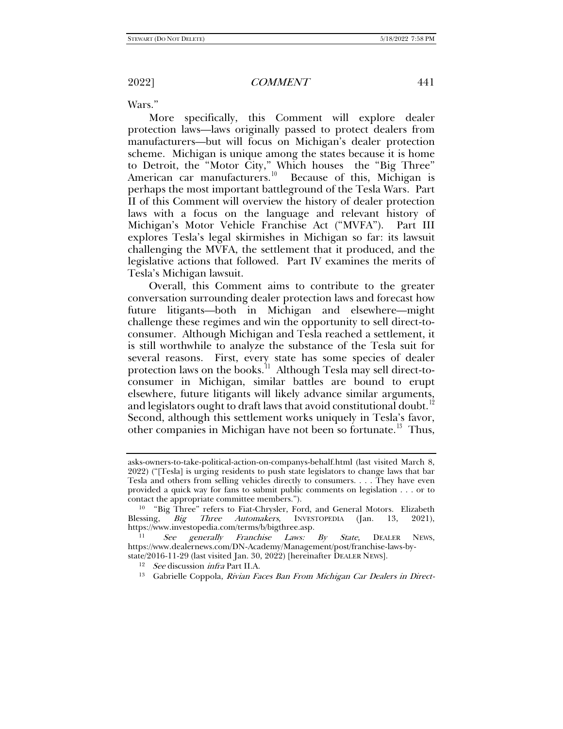Wars."

More specifically, this Comment will explore dealer protection laws—laws originally passed to protect dealers from manufacturers—but will focus on Michigan's dealer protection scheme. Michigan is unique among the states because it is home to Detroit, the "Motor City," Which houses the "Big Three" American car manufacturers.[10] Because of this, Michigan is perhaps the most important battleground of the Tesla Wars. Part II of this Comment will overview the history of dealer protection laws with a focus on the language and relevant history of Michigan's Motor Vehicle Franchise Act ("MVFA"). Part III explores Tesla's legal skirmishes in Michigan so far: its lawsuit challenging the MVFA, the settlement that it produced, and the legislative actions that followed. Part IV examines the merits of Tesla's Michigan lawsuit.

Overall, this Comment aims to contribute to the greater conversation surrounding dealer protection laws and forecast how future litigants—both in Michigan and elsewhere—might challenge these regimes and win the opportunity to sell direct-to-consumer. Although Michigan and Tesla reached a settlement, it is still worthwhile to analyze the substance of the Tesla suit for several reasons. First, every state has some species of dealer protection laws on the books.[11] Although Tesla may sell direct-to-consumer in Michigan, similar battles are bound to erupt elsewhere, future litigants will likely advance similar arguments, and legislators ought to draft laws that avoid constitutional doubt.[12] Second, although this settlement works uniquely in Tesla's favor, other companies in Michigan have not been so fortunate.[13] Thus,

---

asks-owners-to-take-political-action-on-companys-behalf.html (last visited March 8, 2022) ("[Tesla] is urging residents to push state legislators to change laws that bar Tesla and others from selling vehicles directly to consumers. . . . They have even provided a quick way for fans to submit public comments on legislation . . . or to contact the appropriate committee members.").

[10] "Big Three" refers to Fiat-Chrysler, Ford, and General Motors. Elizabeth Blessing, *Big Three Automakers*, INVESTOPEDIA (Jan. 13, 2021), https://www.investopedia.com/terms/b/bigthree.asp.

[11] *See generally Franchise Laws: By State*, DEALER NEWS, https://www.dealernews.com/DN-Academy/Management/post/franchise-laws-by-state/2016-11-29 (last visited Jan. 30, 2022) [hereinafter DEALER NEWS].

[12] *See* discussion *infra* Part II.A.

[13] Gabrielle Coppola, *Rivian Faces Ban From Michigan Car Dealers in Direct-*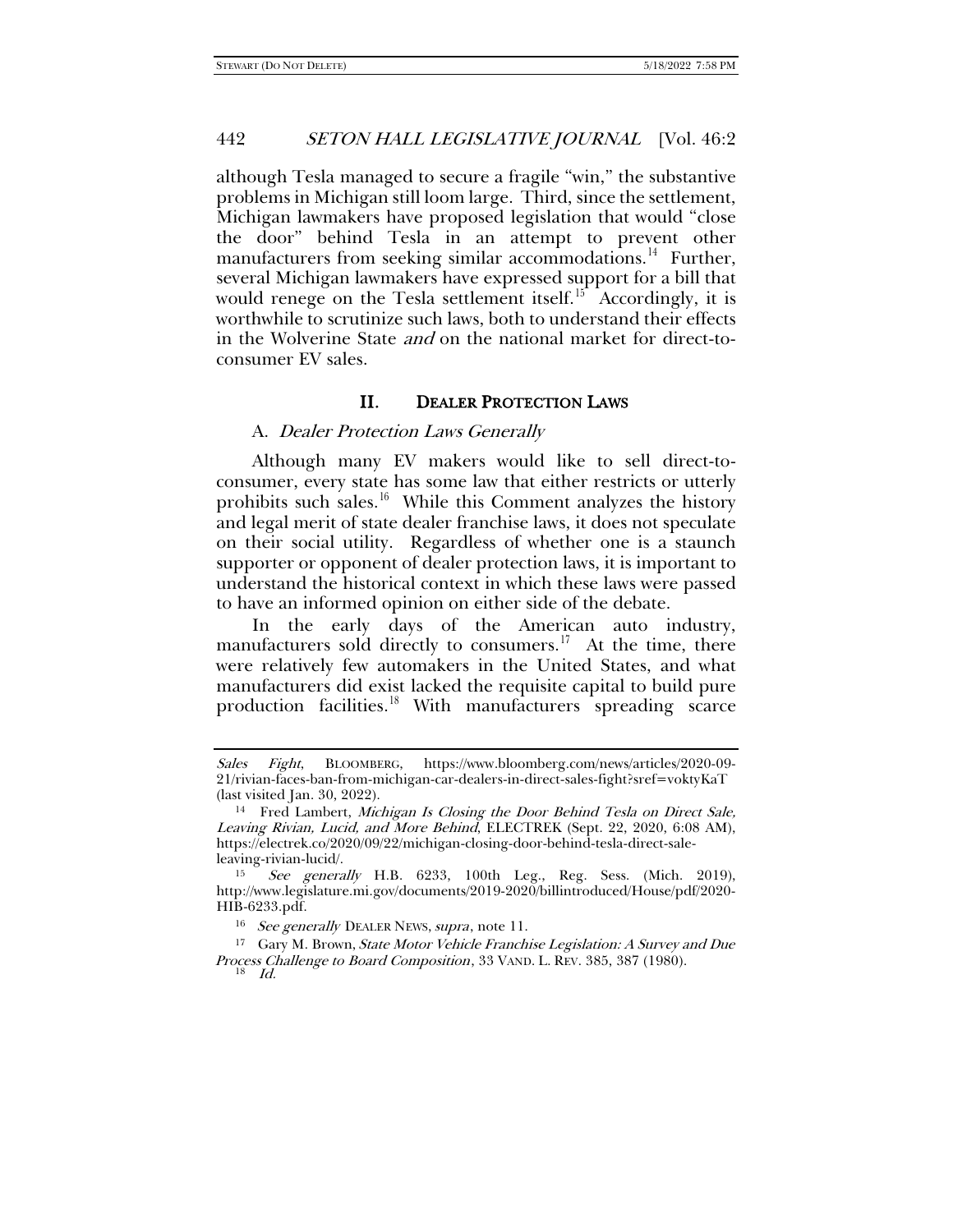although Tesla managed to secure a fragile "win," the substantive problems in Michigan still loom large. Third, since the settlement, Michigan lawmakers have proposed legislation that would "close the door" behind Tesla in an attempt to prevent other manufacturers from seeking similar accommodations.[14] Further, several Michigan lawmakers have expressed support for a bill that would renege on the Tesla settlement itself.[15] Accordingly, it is worthwhile to scrutinize such laws, both to understand their effects in the Wolverine State *and* on the national market for direct-to-consumer EV sales.

## II. DEALER PROTECTION LAWS

### A. *Dealer Protection Laws Generally*

Although many EV makers would like to sell direct-to-consumer, every state has some law that either restricts or utterly prohibits such sales.[16] While this Comment analyzes the history and legal merit of state dealer franchise laws, it does not speculate on their social utility. Regardless of whether one is a staunch supporter or opponent of dealer protection laws, it is important to understand the historical context in which these laws were passed to have an informed opinion on either side of the debate.

In the early days of the American auto industry, manufacturers sold directly to consumers.[17] At the time, there were relatively few automakers in the United States, and what manufacturers did exist lacked the requisite capital to build pure production facilities.[18] With manufacturers spreading scarce

---

*Sales Fight*, BLOOMBERG, https://www.bloomberg.com/news/articles/2020-09-21/rivian-faces-ban-from-michigan-car-dealers-in-direct-sales-fight?sref=voktyKaT (last visited Jan. 30, 2022).

[14] Fred Lambert, *Michigan Is Closing the Door Behind Tesla on Direct Sale, Leaving Rivian, Lucid, and More Behind*, ELECTREK (Sept. 22, 2020, 6:08 AM), https://electrek.co/2020/09/22/michigan-closing-door-behind-tesla-direct-sale-leaving-rivian-lucid/.

[15] *See generally* H.B. 6233, 100th Leg., Reg. Sess. (Mich. 2019), http://www.legislature.mi.gov/documents/2019-2020/billintroduced/House/pdf/2020-HIB-6233.pdf.

[16] *See generally* DEALER NEWS, *supra*, note 11.

[17] Gary M. Brown, *State Motor Vehicle Franchise Legislation: A Survey and Due Process Challenge to Board Composition*, 33 VAND. L. REV. 385, 387 (1980).

[18] *Id.*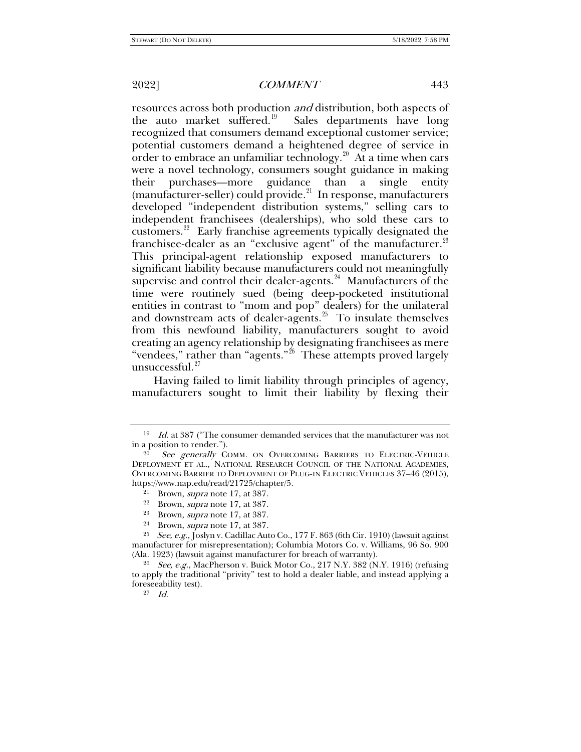resources across both production *and* distribution, both aspects of the auto market suffered.[19] Sales departments have long recognized that consumers demand exceptional customer service; potential customers demand a heightened degree of service in order to embrace an unfamiliar technology.[20] At a time when cars were a novel technology, consumers sought guidance in making their purchases—more guidance than a single entity (manufacturer-seller) could provide.[21] In response, manufacturers developed "independent distribution systems," selling cars to independent franchisees (dealerships), who sold these cars to customers.[22] Early franchise agreements typically designated the franchisee-dealer as an "exclusive agent" of the manufacturer.[23] This principal-agent relationship exposed manufacturers to significant liability because manufacturers could not meaningfully supervise and control their dealer-agents.[24] Manufacturers of the time were routinely sued (being deep-pocketed institutional entities in contrast to "mom and pop" dealers) for the unilateral and downstream acts of dealer-agents.[25] To insulate themselves from this newfound liability, manufacturers sought to avoid creating an agency relationship by designating franchisees as mere "vendees," rather than "agents."[26] These attempts proved largely unsuccessful.[27]

Having failed to limit liability through principles of agency, manufacturers sought to limit their liability by flexing their

---

[19] *Id.* at 387 ("The consumer demanded services that the manufacturer was not in a position to render.").

[20] *See generally* COMM. ON OVERCOMING BARRIERS TO ELECTRIC-VEHICLE DEPLOYMENT ET AL., NATIONAL RESEARCH COUNCIL OF THE NATIONAL ACADEMIES, OVERCOMING BARRIER TO DEPLOYMENT OF PLUG-IN ELECTRIC VEHICLES 37–46 (2015), https://www.nap.edu/read/21725/chapter/5.

[21] Brown, *supra* note 17, at 387.

[22] Brown, *supra* note 17, at 387.

[23] Brown, *supra* note 17, at 387.

[24] Brown, *supra* note 17, at 387.

[25] *See, e.g.*, Joslyn v. Cadillac Auto Co., 177 F. 863 (6th Cir. 1910) (lawsuit against manufacturer for misrepresentation); Columbia Motors Co. v. Williams, 96 So. 900 (Ala. 1923) (lawsuit against manufacturer for breach of warranty).

[26] *See, e.g.*, MacPherson v. Buick Motor Co., 217 N.Y. 382 (N.Y. 1916) (refusing to apply the traditional "privity" test to hold a dealer liable, and instead applying a foreseeability test).

[27] *Id.*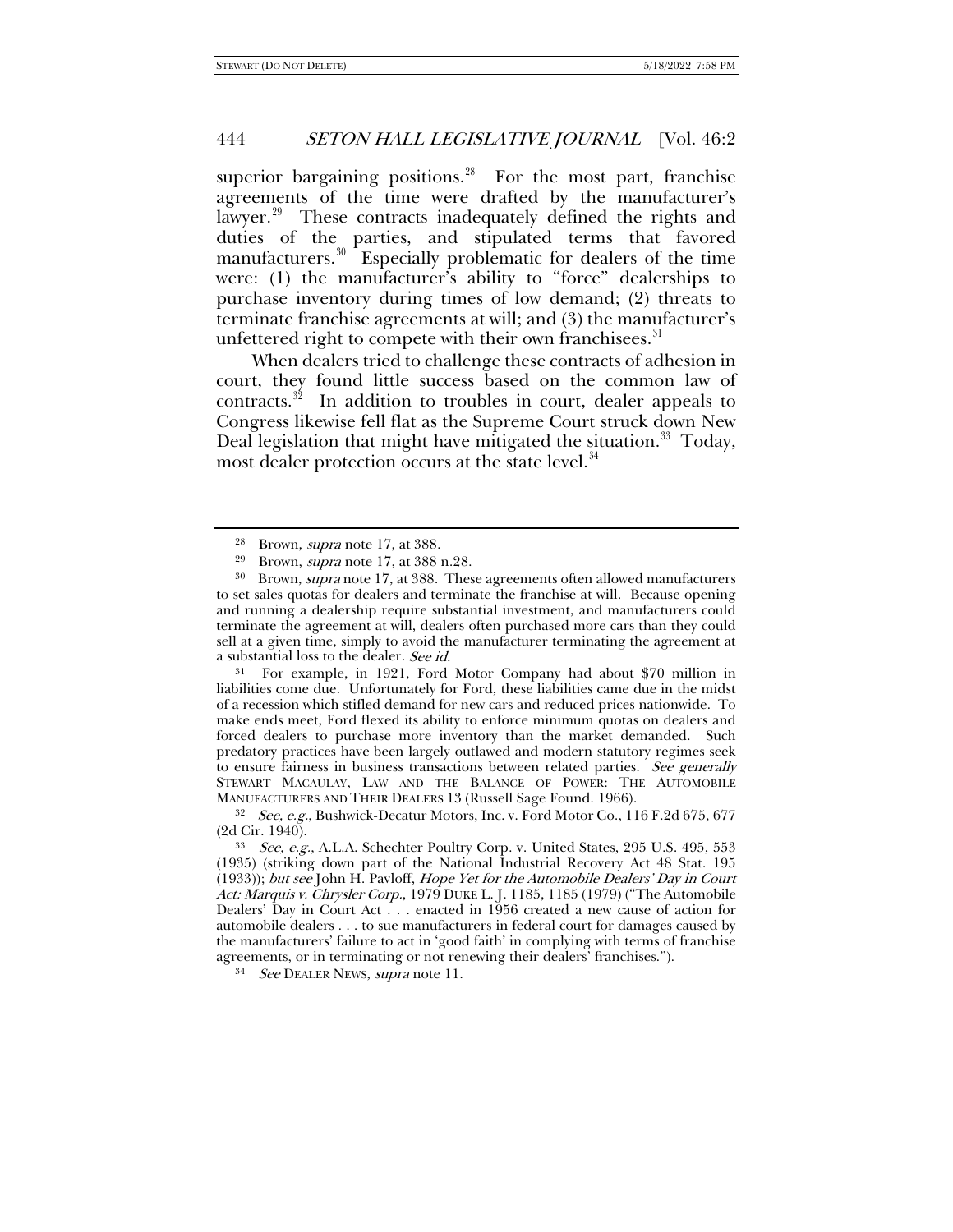superior bargaining positions.[28] For the most part, franchise agreements of the time were drafted by the manufacturer's lawyer.[29] These contracts inadequately defined the rights and duties of the parties, and stipulated terms that favored manufacturers.[30] Especially problematic for dealers of the time were: (1) the manufacturer's ability to "force" dealerships to purchase inventory during times of low demand; (2) threats to terminate franchise agreements at will; and (3) the manufacturer's unfettered right to compete with their own franchisees.[31]

When dealers tried to challenge these contracts of adhesion in court, they found little success based on the common law of contracts.[32] In addition to troubles in court, dealer appeals to Congress likewise fell flat as the Supreme Court struck down New Deal legislation that might have mitigated the situation.[33] Today, most dealer protection occurs at the state level.[34]

---

[28] Brown, *supra* note 17, at 388.

[29] Brown, *supra* note 17, at 388 n.28.

[30] Brown, *supra* note 17, at 388. These agreements often allowed manufacturers to set sales quotas for dealers and terminate the franchise at will. Because opening and running a dealership require substantial investment, and manufacturers could terminate the agreement at will, dealers often purchased more cars than they could sell at a given time, simply to avoid the manufacturer terminating the agreement at a substantial loss to the dealer. *See id.*

[31] For example, in 1921, Ford Motor Company had about $70 million in liabilities come due. Unfortunately for Ford, these liabilities came due in the midst of a recession which stifled demand for new cars and reduced prices nationwide. To make ends meet, Ford flexed its ability to enforce minimum quotas on dealers and forced dealers to purchase more inventory than the market demanded. Such predatory practices have been largely outlawed and modern statutory regimes seek to ensure fairness in business transactions between related parties. *See generally* STEWART MACAULAY, LAW AND THE BALANCE OF POWER: THE AUTOMOBILE MANUFACTURERS AND THEIR DEALERS 13 (Russell Sage Found. 1966).

[32] *See, e.g.*, Bushwick-Decatur Motors, Inc. v. Ford Motor Co., 116 F.2d 675, 677 (2d Cir. 1940).

[33] *See, e.g.*, A.L.A. Schechter Poultry Corp. v. United States, 295 U.S. 495, 553 (1935) (striking down part of the National Industrial Recovery Act 48 Stat. 195 (1933)); *but see* John H. Pavloff, *Hope Yet for the Automobile Dealers' Day in Court Act: Marquis v. Chrysler Corp.*, 1979 DUKE L. J. 1185, 1185 (1979) ("The Automobile Dealers' Day in Court Act . . . enacted in 1956 created a new cause of action for automobile dealers . . . to sue manufacturers in federal court for damages caused by the manufacturers' failure to act in 'good faith' in complying with terms of franchise agreements, or in terminating or not renewing their dealers' franchises.").

[34] *See* DEALER NEWS, *supra* note 11.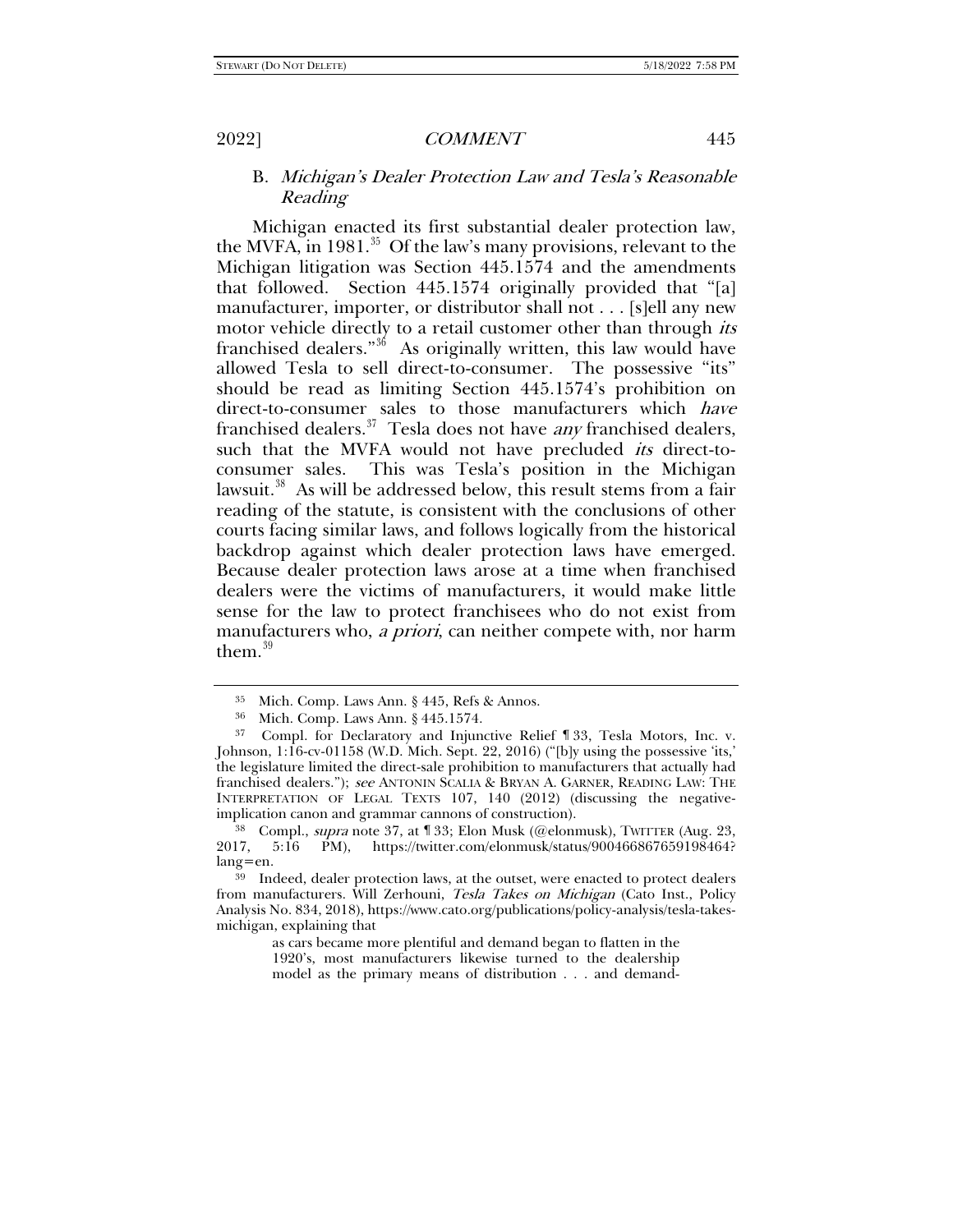### B. *Michigan's Dealer Protection Law and Tesla's Reasonable Reading*

Michigan enacted its first substantial dealer protection law, the MVFA, in 1981.[35] Of the law's many provisions, relevant to the Michigan litigation was Section 445.1574 and the amendments that followed. Section 445.1574 originally provided that "[a] manufacturer, importer, or distributor shall not . . . [s]ell any new motor vehicle directly to a retail customer other than through *its* franchised dealers."[36] As originally written, this law would have allowed Tesla to sell direct-to-consumer. The possessive "its" should be read as limiting Section 445.1574's prohibition on direct-to-consumer sales to those manufacturers which *have* franchised dealers.[37] Tesla does not have *any* franchised dealers, such that the MVFA would not have precluded *its* direct-to-consumer sales. This was Tesla's position in the Michigan lawsuit.[38] As will be addressed below, this result stems from a fair reading of the statute, is consistent with the conclusions of other courts facing similar laws, and follows logically from the historical backdrop against which dealer protection laws have emerged. Because dealer protection laws arose at a time when franchised dealers were the victims of manufacturers, it would make little sense for the law to protect franchisees who do not exist from manufacturers who, *a priori*, can neither compete with, nor harm them.[39]

---

[35] Mich. Comp. Laws Ann. § 445, Refs & Annos.

[36] Mich. Comp. Laws Ann. § 445.1574.

[37] Compl. for Declaratory and Injunctive Relief ¶ 33, Tesla Motors, Inc. v. Johnson, 1:16-cv-01158 (W.D. Mich. Sept. 22, 2016) ("[b]y using the possessive 'its,' the legislature limited the direct-sale prohibition to manufacturers that actually had franchised dealers."); *see* ANTONIN SCALIA & BRYAN A. GARNER, READING LAW: THE INTERPRETATION OF LEGAL TEXTS 107, 140 (2012) (discussing the negative-implication canon and grammar cannons of construction).

[38] Compl., *supra* note 37, at ¶ 33; Elon Musk (@elonmusk), TWITTER (Aug. 23, 2017, 5:16 PM), https://twitter.com/elonmusk/status/900466867659198464?lang=en.

[39] Indeed, dealer protection laws, at the outset, were enacted to protect dealers from manufacturers. Will Zerhouni, *Tesla Takes on Michigan* (Cato Inst., Policy Analysis No. 834, 2018), https://www.cato.org/publications/policy-analysis/tesla-takes-michigan, explaining that

> as cars became more plentiful and demand began to flatten in the 1920's, most manufacturers likewise turned to the dealership model as the primary means of distribution . . . and demand-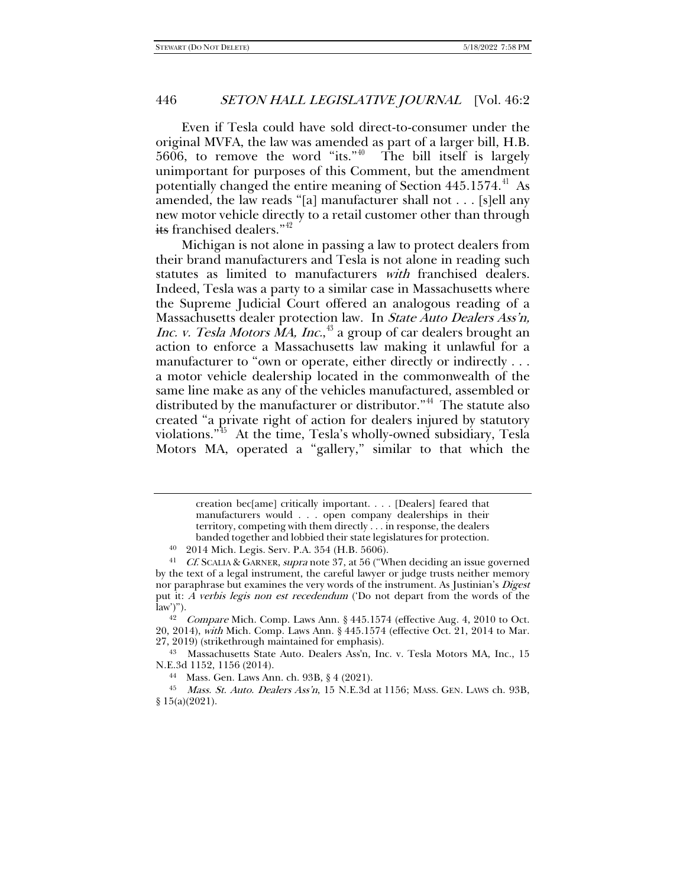Even if Tesla could have sold direct-to-consumer under the original MVFA, the law was amended as part of a larger bill, H.B. 5606, to remove the word "its."[40] The bill itself is largely unimportant for purposes of this Comment, but the amendment potentially changed the entire meaning of Section 445.1574.[41] As amended, the law reads "[a] manufacturer shall not . . . [s]ell any new motor vehicle directly to a retail customer other than through ~~its~~ franchised dealers."[42]

Michigan is not alone in passing a law to protect dealers from their brand manufacturers and Tesla is not alone in reading such statutes as limited to manufacturers *with* franchised dealers. Indeed, Tesla was a party to a similar case in Massachusetts where the Supreme Judicial Court offered an analogous reading of a Massachusetts dealer protection law. In *State Auto Dealers Ass'n, Inc. v. Tesla Motors MA, Inc.*,[43] a group of car dealers brought an action to enforce a Massachusetts law making it unlawful for a manufacturer to "own or operate, either directly or indirectly . . . a motor vehicle dealership located in the commonwealth of the same line make as any of the vehicles manufactured, assembled or distributed by the manufacturer or distributor."[44] The statute also created "a private right of action for dealers injured by statutory violations."[45] At the time, Tesla's wholly-owned subsidiary, Tesla Motors MA, operated a "gallery," similar to that which the

---

> creation bec[ame] critically important. . . . [Dealers] feared that manufacturers would . . . open company dealerships in their territory, competing with them directly . . . in response, the dealers banded together and lobbied their state legislatures for protection.

[40] 2014 Mich. Legis. Serv. P.A. 354 (H.B. 5606).

[41] *Cf.* SCALIA & GARNER, *supra* note 37, at 56 ("When deciding an issue governed by the text of a legal instrument, the careful lawyer or judge trusts neither memory nor paraphrase but examines the very words of the instrument. As Justinian's *Digest* put it: *A verbis legis non est recedendum* ('Do not depart from the words of the law')").

[42] *Compare* Mich. Comp. Laws Ann. § 445.1574 (effective Aug. 4, 2010 to Oct. 20, 2014), *with* Mich. Comp. Laws Ann. § 445.1574 (effective Oct. 21, 2014 to Mar. 27, 2019) (strikethrough maintained for emphasis).

[43] Massachusetts State Auto. Dealers Ass'n, Inc. v. Tesla Motors MA, Inc., 15 N.E.3d 1152, 1156 (2014).

[44] Mass. Gen. Laws Ann. ch. 93B, § 4 (2021).

[45] *Mass. St. Auto. Dealers Ass'n*, 15 N.E.3d at 1156; MASS. GEN. LAWS ch. 93B, § 15(a)(2021).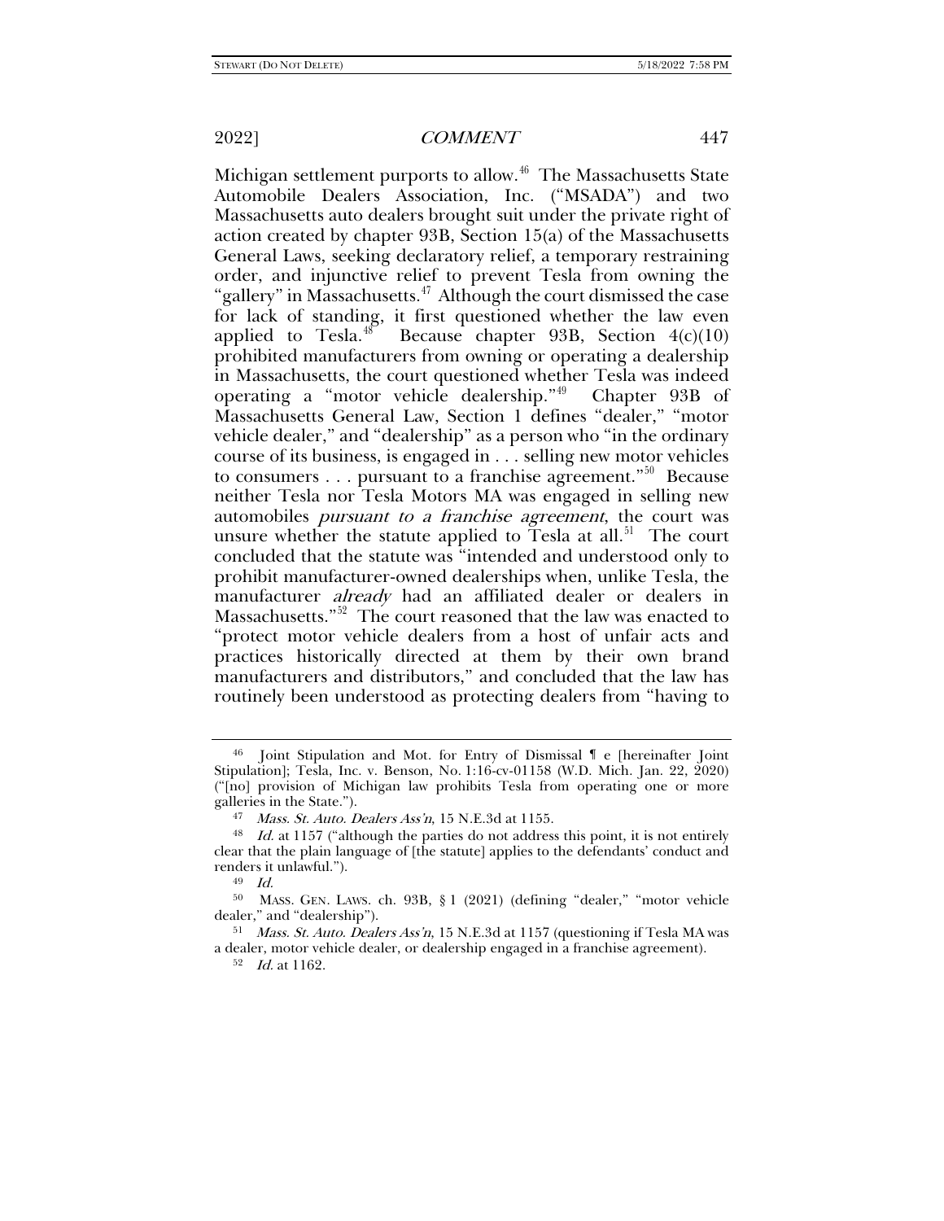Michigan settlement purports to allow.[46] The Massachusetts State Automobile Dealers Association, Inc. ("MSADA") and two Massachusetts auto dealers brought suit under the private right of action created by chapter 93B, Section 15(a) of the Massachusetts General Laws, seeking declaratory relief, a temporary restraining order, and injunctive relief to prevent Tesla from owning the "gallery" in Massachusetts.[47] Although the court dismissed the case for lack of standing, it first questioned whether the law even applied to Tesla.[48] Because chapter 93B, Section 4(c)(10) prohibited manufacturers from owning or operating a dealership in Massachusetts, the court questioned whether Tesla was indeed operating a "motor vehicle dealership."[49] Chapter 93B of Massachusetts General Law, Section 1 defines "dealer," "motor vehicle dealer," and "dealership" as a person who "in the ordinary course of its business, is engaged in . . . selling new motor vehicles to consumers . . . pursuant to a franchise agreement."[50] Because neither Tesla nor Tesla Motors MA was engaged in selling new automobiles *pursuant to a franchise agreement*, the court was unsure whether the statute applied to Tesla at all.[51] The court concluded that the statute was "intended and understood only to prohibit manufacturer-owned dealerships when, unlike Tesla, the manufacturer *already* had an affiliated dealer or dealers in Massachusetts."[52] The court reasoned that the law was enacted to "protect motor vehicle dealers from a host of unfair acts and practices historically directed at them by their own brand manufacturers and distributors," and concluded that the law has routinely been understood as protecting dealers from "having to

---

[46] Joint Stipulation and Mot. for Entry of Dismissal ¶ e [hereinafter Joint Stipulation]; Tesla, Inc. v. Benson, No. 1:16-cv-01158 (W.D. Mich. Jan. 22, 2020) ("[no] provision of Michigan law prohibits Tesla from operating one or more galleries in the State.").

[47] *Mass. St. Auto. Dealers Ass'n*, 15 N.E.3d at 1155.

[48] *Id.* at 1157 ("although the parties do not address this point, it is not entirely clear that the plain language of [the statute] applies to the defendants' conduct and renders it unlawful.").

[49] *Id.*

[50] MASS. GEN. LAWS. ch. 93B, § 1 (2021) (defining "dealer," "motor vehicle dealer," and "dealership").

[51] *Mass. St. Auto. Dealers Ass'n*, 15 N.E.3d at 1157 (questioning if Tesla MA was a dealer, motor vehicle dealer, or dealership engaged in a franchise agreement).

[52] *Id.* at 1162.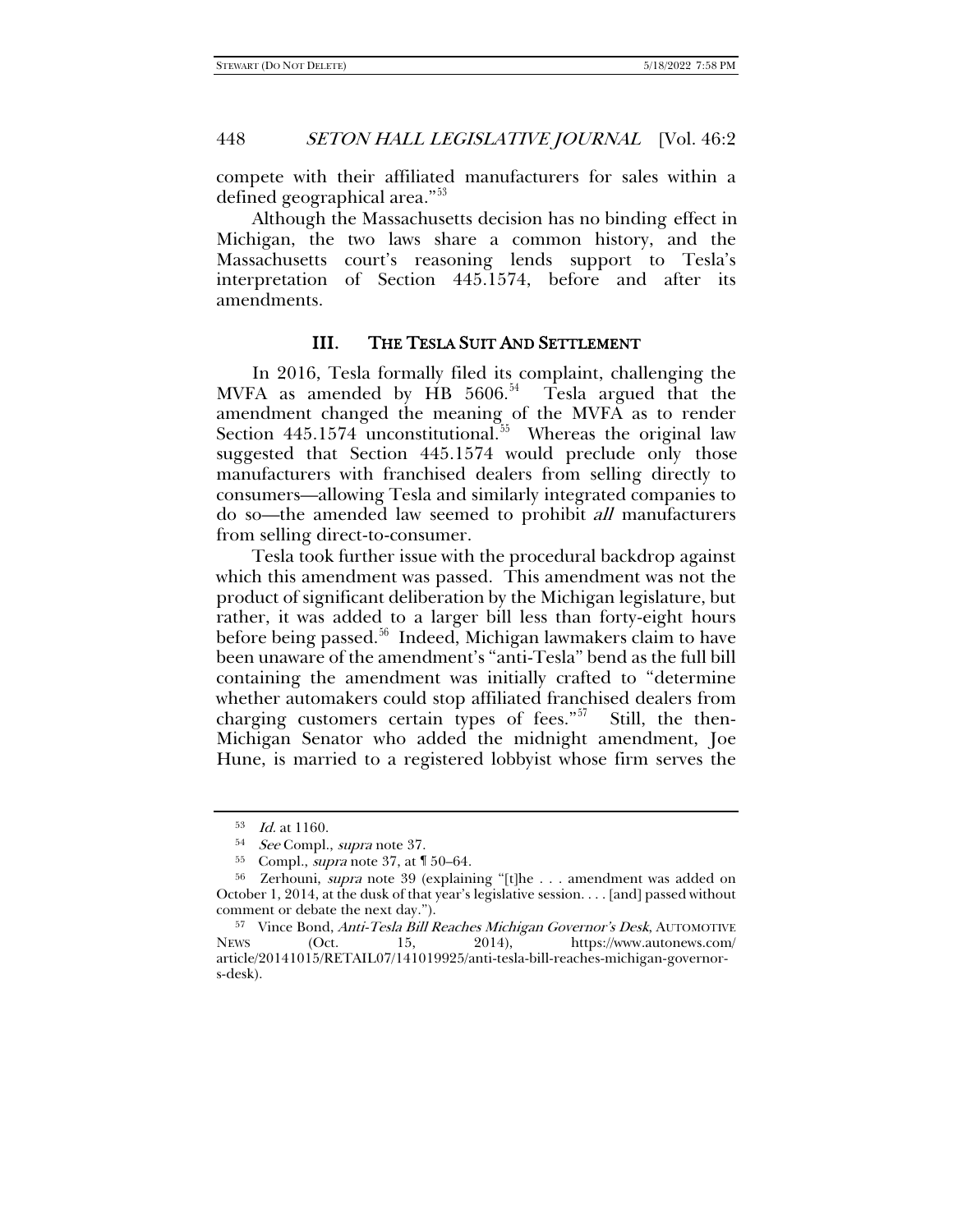compete with their affiliated manufacturers for sales within a defined geographical area."[53]

Although the Massachusetts decision has no binding effect in Michigan, the two laws share a common history, and the Massachusetts court's reasoning lends support to Tesla's interpretation of Section 445.1574, before and after its amendments.

## III. THE TESLA SUIT AND SETTLEMENT

In 2016, Tesla formally filed its complaint, challenging the MVFA as amended by HB 5606.[54] Tesla argued that the amendment changed the meaning of the MVFA as to render Section 445.1574 unconstitutional.[55] Whereas the original law suggested that Section 445.1574 would preclude only those manufacturers with franchised dealers from selling directly to consumers—allowing Tesla and similarly integrated companies to do so—the amended law seemed to prohibit *all* manufacturers from selling direct-to-consumer.

Tesla took further issue with the procedural backdrop against which this amendment was passed. This amendment was not the product of significant deliberation by the Michigan legislature, but rather, it was added to a larger bill less than forty-eight hours before being passed.[56] Indeed, Michigan lawmakers claim to have been unaware of the amendment's "anti-Tesla" bend as the full bill containing the amendment was initially crafted to "determine whether automakers could stop affiliated franchised dealers from charging customers certain types of fees."[57] Still, the then-Michigan Senator who added the midnight amendment, Joe Hune, is married to a registered lobbyist whose firm serves the

---

[53] *Id.* at 1160.

[54] *See* Compl., *supra* note 37.

[55] Compl., *supra* note 37, at ¶ 50–64.

[56] Zerhouni, *supra* note 39 (explaining "[t]he . . . amendment was added on October 1, 2014, at the dusk of that year's legislative session. . . . [and] passed without comment or debate the next day.").

[57] Vince Bond, *Anti-Tesla Bill Reaches Michigan Governor's Desk*, AUTOMOTIVE NEWS (Oct. 15, 2014), https://www.autonews.com/article/20141015/RETAIL07/141019925/anti-tesla-bill-reaches-michigan-governor-s-desk).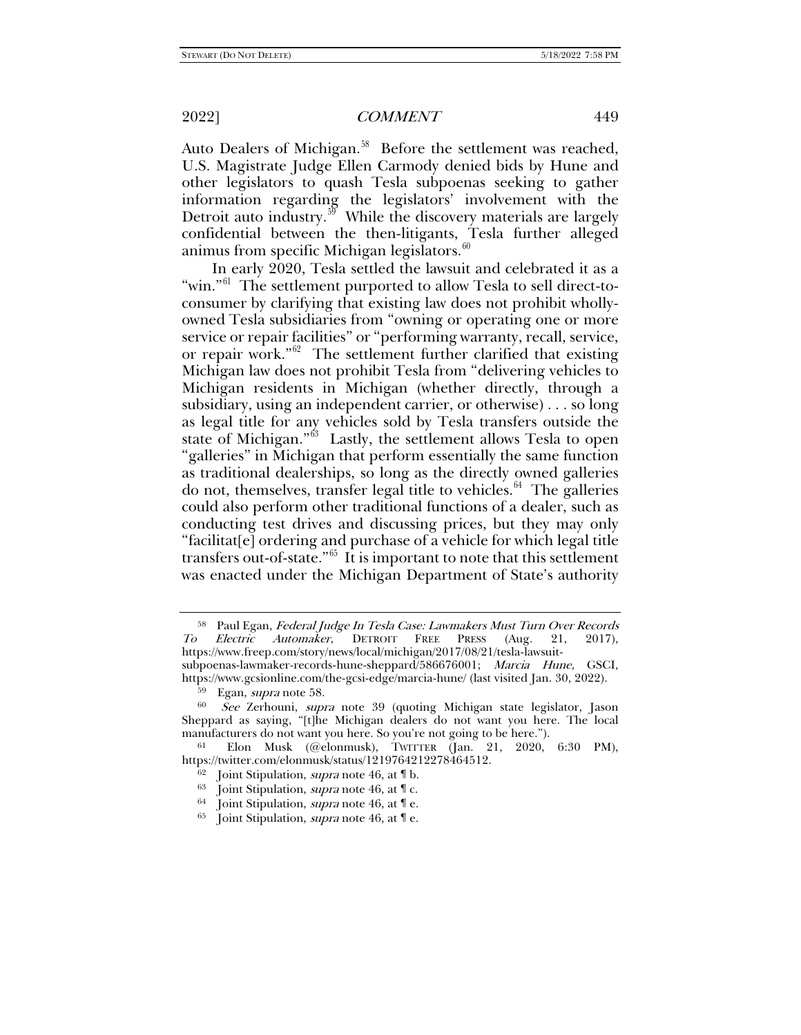Auto Dealers of Michigan.[58] Before the settlement was reached, U.S. Magistrate Judge Ellen Carmody denied bids by Hune and other legislators to quash Tesla subpoenas seeking to gather information regarding the legislators' involvement with the Detroit auto industry.[59] While the discovery materials are largely confidential between the then-litigants, Tesla further alleged animus from specific Michigan legislators.[60]

In early 2020, Tesla settled the lawsuit and celebrated it as a "win."[61] The settlement purported to allow Tesla to sell direct-to-consumer by clarifying that existing law does not prohibit wholly-owned Tesla subsidiaries from "owning or operating one or more service or repair facilities" or "performing warranty, recall, service, or repair work."[62] The settlement further clarified that existing Michigan law does not prohibit Tesla from "delivering vehicles to Michigan residents in Michigan (whether directly, through a subsidiary, using an independent carrier, or otherwise) . . . so long as legal title for any vehicles sold by Tesla transfers outside the state of Michigan."[63] Lastly, the settlement allows Tesla to open "galleries" in Michigan that perform essentially the same function as traditional dealerships, so long as the directly owned galleries do not, themselves, transfer legal title to vehicles.[64] The galleries could also perform other traditional functions of a dealer, such as conducting test drives and discussing prices, but they may only "facilitat[e] ordering and purchase of a vehicle for which legal title transfers out-of-state."[65] It is important to note that this settlement was enacted under the Michigan Department of State's authority

---

[58] Paul Egan, *Federal Judge In Tesla Case: Lawmakers Must Turn Over Records To Electric Automaker*, DETROIT FREE PRESS (Aug. 21, 2017), https://www.freep.com/story/news/local/michigan/2017/08/21/tesla-lawsuit-subpoenas-lawmaker-records-hune-sheppard/586676001; *Marcia Hune,* GSCI, https://www.gcsionline.com/the-gcsi-edge/marcia-hune/ (last visited Jan. 30, 2022).

[59] Egan, *supra* note 58.

[60] *See* Zerhouni, *supra* note 39 (quoting Michigan state legislator, Jason Sheppard as saying, "[t]he Michigan dealers do not want you here. The local manufacturers do not want you here. So you're not going to be here.").

[61] Elon Musk (@elonmusk), TWITTER (Jan. 21, 2020, 6:30 PM), https://twitter.com/elonmusk/status/1219764212278464512.

[62] Joint Stipulation, *supra* note 46, at ¶ b.

[63] Joint Stipulation, *supra* note 46, at ¶ c.

[64] Joint Stipulation, *supra* note 46, at ¶ e.

[65] Joint Stipulation, *supra* note 46, at ¶ e.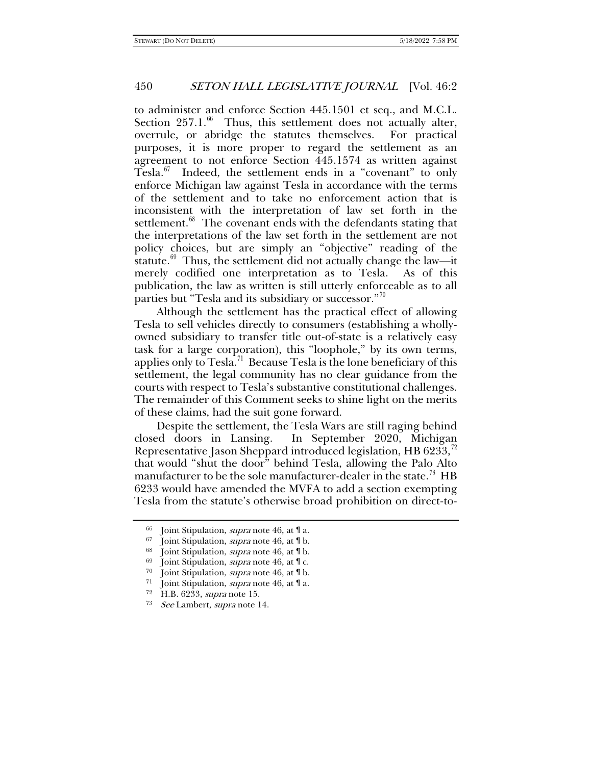to administer and enforce Section 445.1501 et seq., and M.C.L. Section 257.1.[66] Thus, this settlement does not actually alter, overrule, or abridge the statutes themselves. For practical purposes, it is more proper to regard the settlement as an agreement to not enforce Section 445.1574 as written against Tesla.[67] Indeed, the settlement ends in a "covenant" to only enforce Michigan law against Tesla in accordance with the terms of the settlement and to take no enforcement action that is inconsistent with the interpretation of law set forth in the settlement.[68] The covenant ends with the defendants stating that the interpretations of the law set forth in the settlement are not policy choices, but are simply an "objective" reading of the statute.[69] Thus, the settlement did not actually change the law—it merely codified one interpretation as to Tesla. As of this publication, the law as written is still utterly enforceable as to all parties but "Tesla and its subsidiary or successor."[70]

Although the settlement has the practical effect of allowing Tesla to sell vehicles directly to consumers (establishing a wholly-owned subsidiary to transfer title out-of-state is a relatively easy task for a large corporation), this "loophole," by its own terms, applies only to Tesla.[71] Because Tesla is the lone beneficiary of this settlement, the legal community has no clear guidance from the courts with respect to Tesla's substantive constitutional challenges. The remainder of this Comment seeks to shine light on the merits of these claims, had the suit gone forward.

Despite the settlement, the Tesla Wars are still raging behind closed doors in Lansing. In September 2020, Michigan Representative Jason Sheppard introduced legislation, HB 6233,[72] that would "shut the door" behind Tesla, allowing the Palo Alto manufacturer to be the sole manufacturer-dealer in the state.[73] HB 6233 would have amended the MVFA to add a section exempting Tesla from the statute's otherwise broad prohibition on direct-to-

---

[66] Joint Stipulation, *supra* note 46, at ¶ a.

[67] Joint Stipulation, *supra* note 46, at ¶ b.

[68] Joint Stipulation, *supra* note 46, at ¶ b.

[69] Joint Stipulation, *supra* note 46, at ¶ c.

[70] Joint Stipulation, *supra* note 46, at ¶ b.

[71] Joint Stipulation, *supra* note 46, at ¶ a.

[72] H.B. 6233, *supra* note 15.

[73] *See* Lambert, *supra* note 14.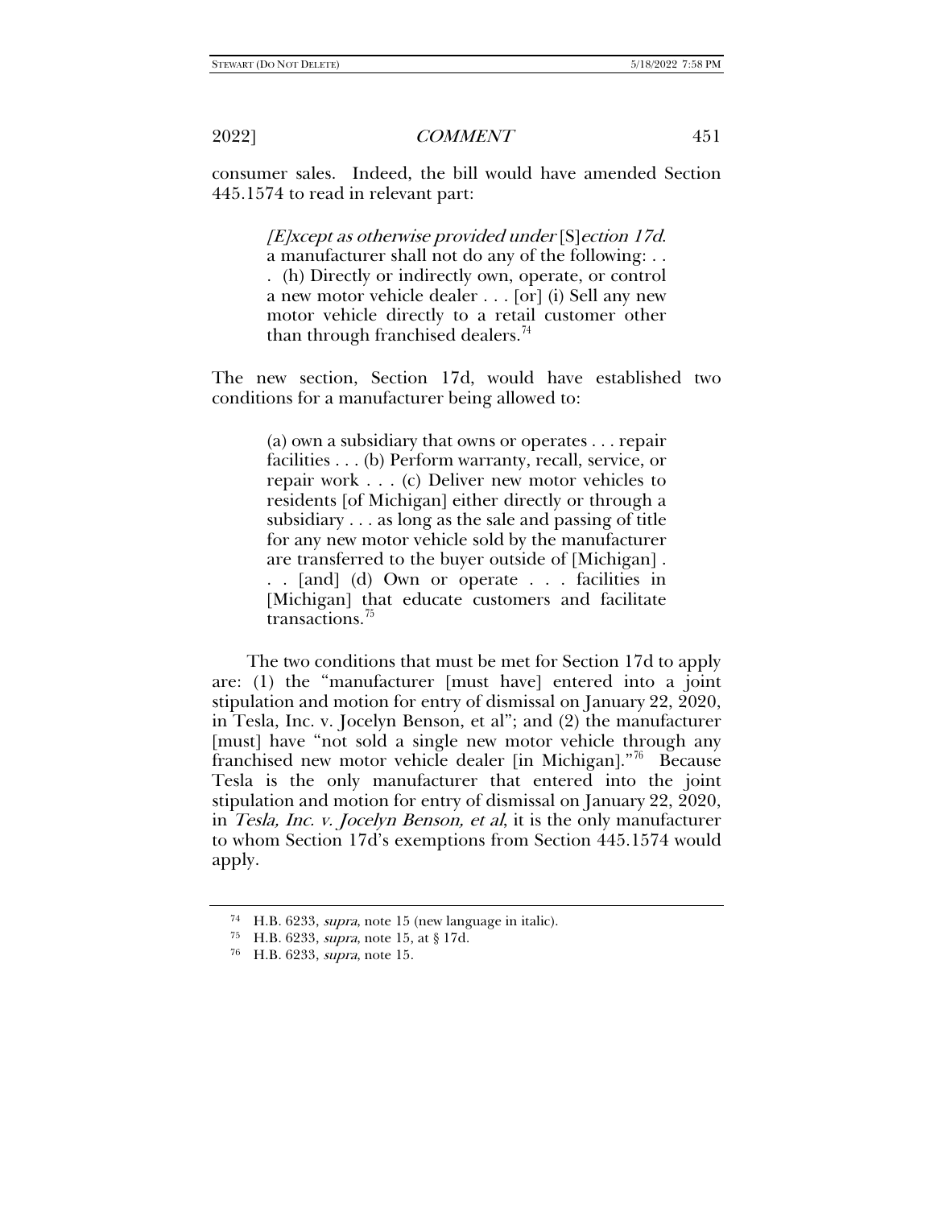consumer sales. Indeed, the bill would have amended Section 445.1574 to read in relevant part:

> *[E]xcept as otherwise provided under* [S]*ection 17d*. a manufacturer shall not do any of the following: . . . (h) Directly or indirectly own, operate, or control a new motor vehicle dealer . . . [or] (i) Sell any new motor vehicle directly to a retail customer other than through franchised dealers.[74]

The new section, Section 17d, would have established two conditions for a manufacturer being allowed to:

> (a) own a subsidiary that owns or operates . . . repair facilities . . . (b) Perform warranty, recall, service, or repair work . . . (c) Deliver new motor vehicles to residents [of Michigan] either directly or through a subsidiary . . . as long as the sale and passing of title for any new motor vehicle sold by the manufacturer are transferred to the buyer outside of [Michigan] . . . [and] (d) Own or operate . . . facilities in [Michigan] that educate customers and facilitate transactions.[75]

The two conditions that must be met for Section 17d to apply are: (1) the "manufacturer [must have] entered into a joint stipulation and motion for entry of dismissal on January 22, 2020, in Tesla, Inc. v. Jocelyn Benson, et al"; and (2) the manufacturer [must] have "not sold a single new motor vehicle through any franchised new motor vehicle dealer [in Michigan]."[76] Because Tesla is the only manufacturer that entered into the joint stipulation and motion for entry of dismissal on January 22, 2020, in *Tesla, Inc. v. Jocelyn Benson, et al*, it is the only manufacturer to whom Section 17d's exemptions from Section 445.1574 would apply.

---

[74] H.B. 6233, *supra*, note 15 (new language in italic).

[75] H.B. 6233, *supra*, note 15, at § 17d.

[76] H.B. 6233, *supra*, note 15.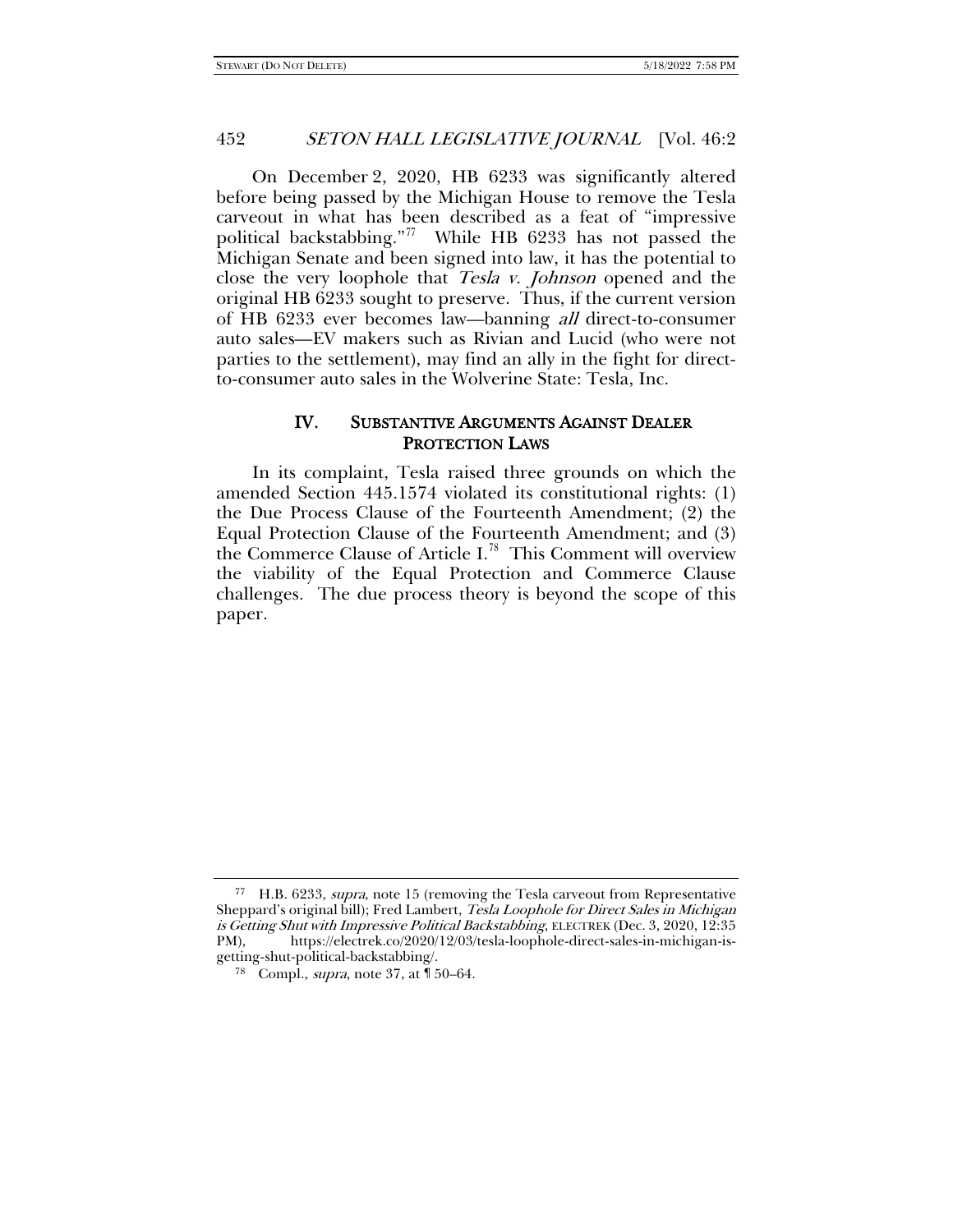On December 2, 2020, HB 6233 was significantly altered before being passed by the Michigan House to remove the Tesla carveout in what has been described as a feat of "impressive political backstabbing."[77] While HB 6233 has not passed the Michigan Senate and been signed into law, it has the potential to close the very loophole that *Tesla v. Johnson* opened and the original HB 6233 sought to preserve. Thus, if the current version of HB 6233 ever becomes law—banning *all* direct-to-consumer auto sales—EV makers such as Rivian and Lucid (who were not parties to the settlement), may find an ally in the fight for direct-to-consumer auto sales in the Wolverine State: Tesla, Inc.

## IV. SUBSTANTIVE ARGUMENTS AGAINST DEALER PROTECTION LAWS

In its complaint, Tesla raised three grounds on which the amended Section 445.1574 violated its constitutional rights: (1) the Due Process Clause of the Fourteenth Amendment; (2) the Equal Protection Clause of the Fourteenth Amendment; and (3) the Commerce Clause of Article I.[78] This Comment will overview the viability of the Equal Protection and Commerce Clause challenges. The due process theory is beyond the scope of this paper.

---

[77] H.B. 6233, *supra*, note 15 (removing the Tesla carveout from Representative Sheppard's original bill); Fred Lambert, *Tesla Loophole for Direct Sales in Michigan is Getting Shut with Impressive Political Backstabbing*, ELECTREK (Dec. 3, 2020, 12:35 PM), https://electrek.co/2020/12/03/tesla-loophole-direct-sales-in-michigan-is-getting-shut-political-backstabbing/.

[78] Compl., *supra*, note 37, at ¶ 50–64.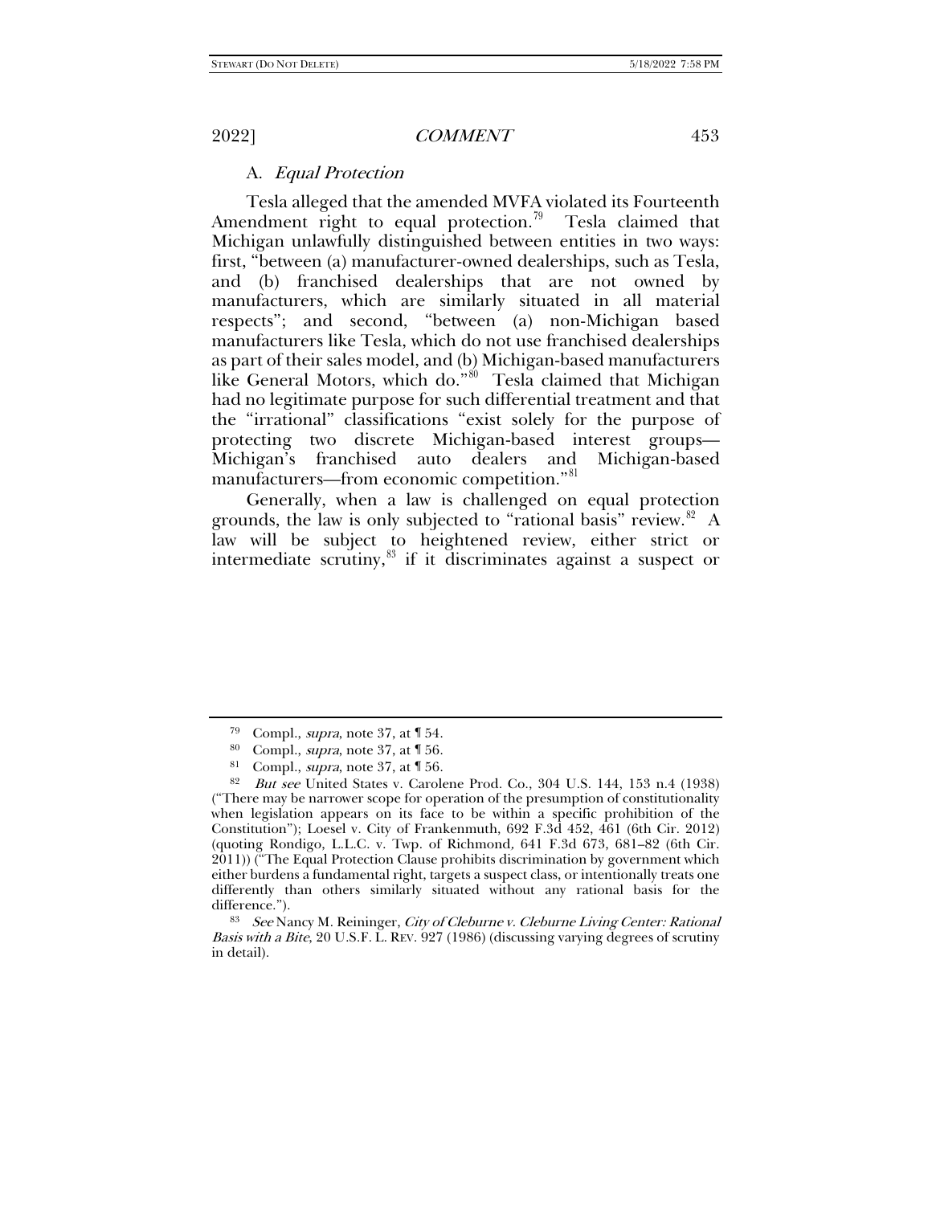### A. *Equal Protection*

Tesla alleged that the amended MVFA violated its Fourteenth Amendment right to equal protection.[79] Tesla claimed that Michigan unlawfully distinguished between entities in two ways: first, "between (a) manufacturer-owned dealerships, such as Tesla, and (b) franchised dealerships that are not owned by manufacturers, which are similarly situated in all material respects"; and second, "between (a) non-Michigan based manufacturers like Tesla, which do not use franchised dealerships as part of their sales model, and (b) Michigan-based manufacturers like General Motors, which do."[80] Tesla claimed that Michigan had no legitimate purpose for such differential treatment and that the "irrational" classifications "exist solely for the purpose of protecting two discrete Michigan-based interest groups—Michigan's franchised auto dealers and Michigan-based manufacturers—from economic competition."[81]

Generally, when a law is challenged on equal protection grounds, the law is only subjected to "rational basis" review.[82] A law will be subject to heightened review, either strict or intermediate scrutiny,[83] if it discriminates against a suspect or

---

[79] Compl., *supra*, note 37, at ¶ 54.

[80] Compl., *supra*, note 37, at ¶ 56.

[81] Compl., *supra*, note 37, at ¶ 56.

[82] *But see* United States v. Carolene Prod. Co., 304 U.S. 144, 153 n.4 (1938) ("There may be narrower scope for operation of the presumption of constitutionality when legislation appears on its face to be within a specific prohibition of the Constitution"); Loesel v. City of Frankenmuth, 692 F.3d 452, 461 (6th Cir. 2012) (quoting Rondigo, L.L.C. v. Twp. of Richmond, 641 F.3d 673, 681–82 (6th Cir. 2011)) ("The Equal Protection Clause prohibits discrimination by government which either burdens a fundamental right, targets a suspect class, or intentionally treats one differently than others similarly situated without any rational basis for the difference.").

[83] *See* Nancy M. Reininger, *City of Cleburne v. Cleburne Living Center: Rational Basis with a Bite*, 20 U.S.F. L. REV. 927 (1986) (discussing varying degrees of scrutiny in detail).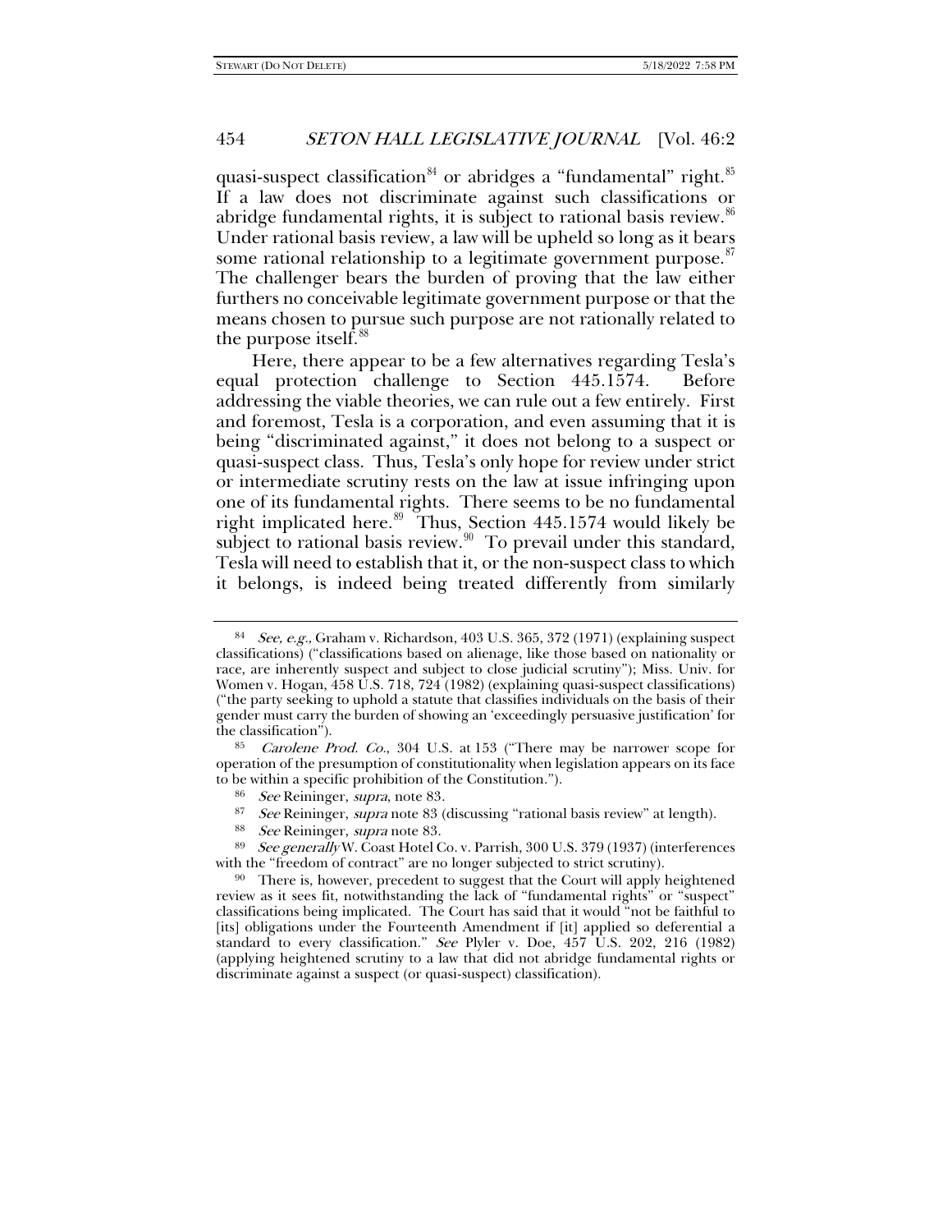quasi-suspect classification[84] or abridges a "fundamental" right.[85] If a law does not discriminate against such classifications or abridge fundamental rights, it is subject to rational basis review.[86] Under rational basis review, a law will be upheld so long as it bears some rational relationship to a legitimate government purpose.[87] The challenger bears the burden of proving that the law either furthers no conceivable legitimate government purpose or that the means chosen to pursue such purpose are not rationally related to the purpose itself.[88]

Here, there appear to be a few alternatives regarding Tesla's equal protection challenge to Section 445.1574. Before addressing the viable theories, we can rule out a few entirely. First and foremost, Tesla is a corporation, and even assuming that it is being "discriminated against," it does not belong to a suspect or quasi-suspect class. Thus, Tesla's only hope for review under strict or intermediate scrutiny rests on the law at issue infringing upon one of its fundamental rights. There seems to be no fundamental right implicated here.[89] Thus, Section 445.1574 would likely be subject to rational basis review.[90] To prevail under this standard, Tesla will need to establish that it, or the non-suspect class to which it belongs, is indeed being treated differently from similarly

---

[84] *See, e.g.,* Graham v. Richardson, 403 U.S. 365, 372 (1971) (explaining suspect classifications) ("classifications based on alienage, like those based on nationality or race, are inherently suspect and subject to close judicial scrutiny"); Miss. Univ. for Women v. Hogan, 458 U.S. 718, 724 (1982) (explaining quasi-suspect classifications) ("the party seeking to uphold a statute that classifies individuals on the basis of their gender must carry the burden of showing an 'exceedingly persuasive justification' for the classification").

[85] *Carolene Prod. Co.*, 304 U.S. at 153 ("There may be narrower scope for operation of the presumption of constitutionality when legislation appears on its face to be within a specific prohibition of the Constitution.").

[86] *See* Reininger, *supra*, note 83.

[87] *See* Reininger, *supra* note 83 (discussing "rational basis review" at length).

[88] *See* Reininger, *supra* note 83.

[89] *See generally* W. Coast Hotel Co. v. Parrish, 300 U.S. 379 (1937) (interferences with the "freedom of contract" are no longer subjected to strict scrutiny).

[90] There is, however, precedent to suggest that the Court will apply heightened review as it sees fit, notwithstanding the lack of "fundamental rights" or "suspect" classifications being implicated. The Court has said that it would "not be faithful to [its] obligations under the Fourteenth Amendment if [it] applied so deferential a standard to every classification." *See* Plyler v. Doe, 457 U.S. 202, 216 (1982) (applying heightened scrutiny to a law that did not abridge fundamental rights or discriminate against a suspect (or quasi-suspect) classification).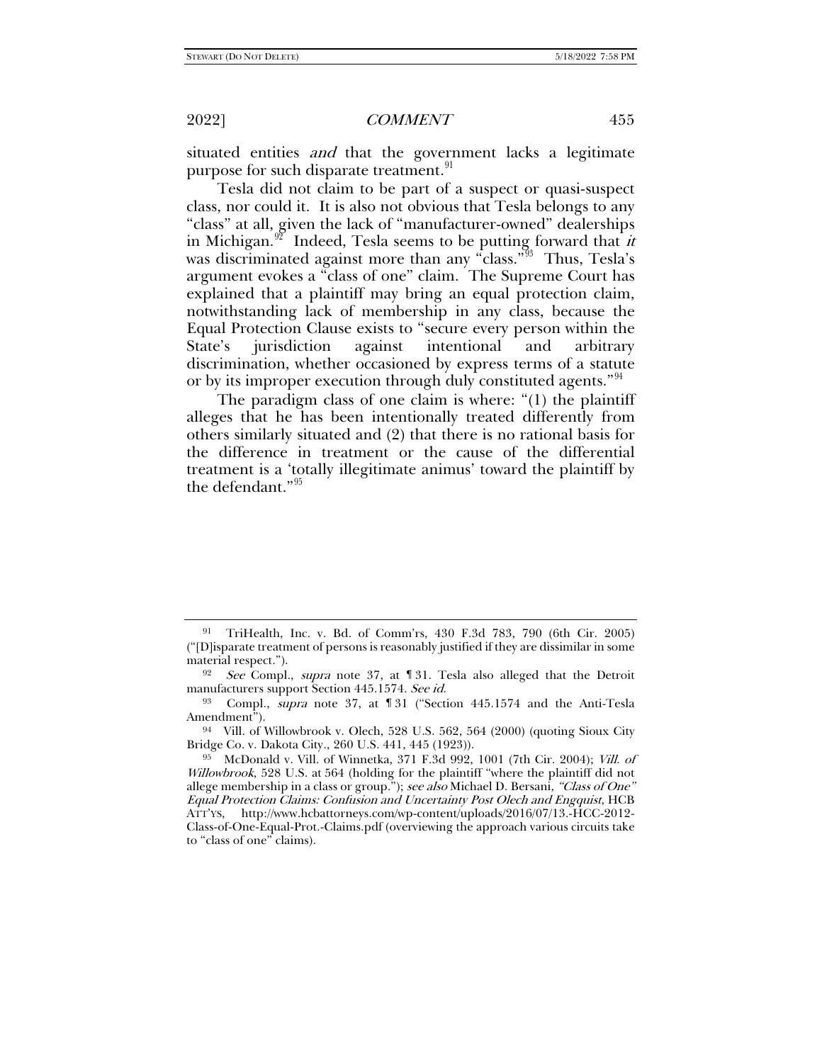situated entities *and* that the government lacks a legitimate purpose for such disparate treatment.[91]

Tesla did not claim to be part of a suspect or quasi-suspect class, nor could it. It is also not obvious that Tesla belongs to any "class" at all, given the lack of "manufacturer-owned" dealerships in Michigan.[92] Indeed, Tesla seems to be putting forward that *it* was discriminated against more than any "class."[93] Thus, Tesla's argument evokes a "class of one" claim. The Supreme Court has explained that a plaintiff may bring an equal protection claim, notwithstanding lack of membership in any class, because the Equal Protection Clause exists to "secure every person within the State's jurisdiction against intentional and arbitrary discrimination, whether occasioned by express terms of a statute or by its improper execution through duly constituted agents."[94]

The paradigm class of one claim is where: "(1) the plaintiff alleges that he has been intentionally treated differently from others similarly situated and (2) that there is no rational basis for the difference in treatment or the cause of the differential treatment is a 'totally illegitimate animus' toward the plaintiff by the defendant."[95]

---

[91] TriHealth, Inc. v. Bd. of Comm'rs, 430 F.3d 783, 790 (6th Cir. 2005) ("[D]isparate treatment of persons is reasonably justified if they are dissimilar in some material respect.").

[92] *See* Compl., *supra* note 37, at ¶ 31. Tesla also alleged that the Detroit manufacturers support Section 445.1574. *See id.*

[93] Compl., *supra* note 37, at ¶ 31 ("Section 445.1574 and the Anti-Tesla Amendment").

[94] Vill. of Willowbrook v. Olech, 528 U.S. 562, 564 (2000) (quoting Sioux City Bridge Co. v. Dakota City., 260 U.S. 441, 445 (1923)).

[95] McDonald v. Vill. of Winnetka, 371 F.3d 992, 1001 (7th Cir. 2004); *Vill. of Willowbrook*, 528 U.S. at 564 (holding for the plaintiff "where the plaintiff did not allege membership in a class or group."); *see also* Michael D. Bersani, *"Class of One" Equal Protection Claims: Confusion and Uncertainty Post Olech and Engquist*, HCB ATT'YS, http://www.hcbattorneys.com/wp-content/uploads/2016/07/13.-HCC-2012-Class-of-One-Equal-Prot.-Claims.pdf (overviewing the approach various circuits take to "class of one" claims).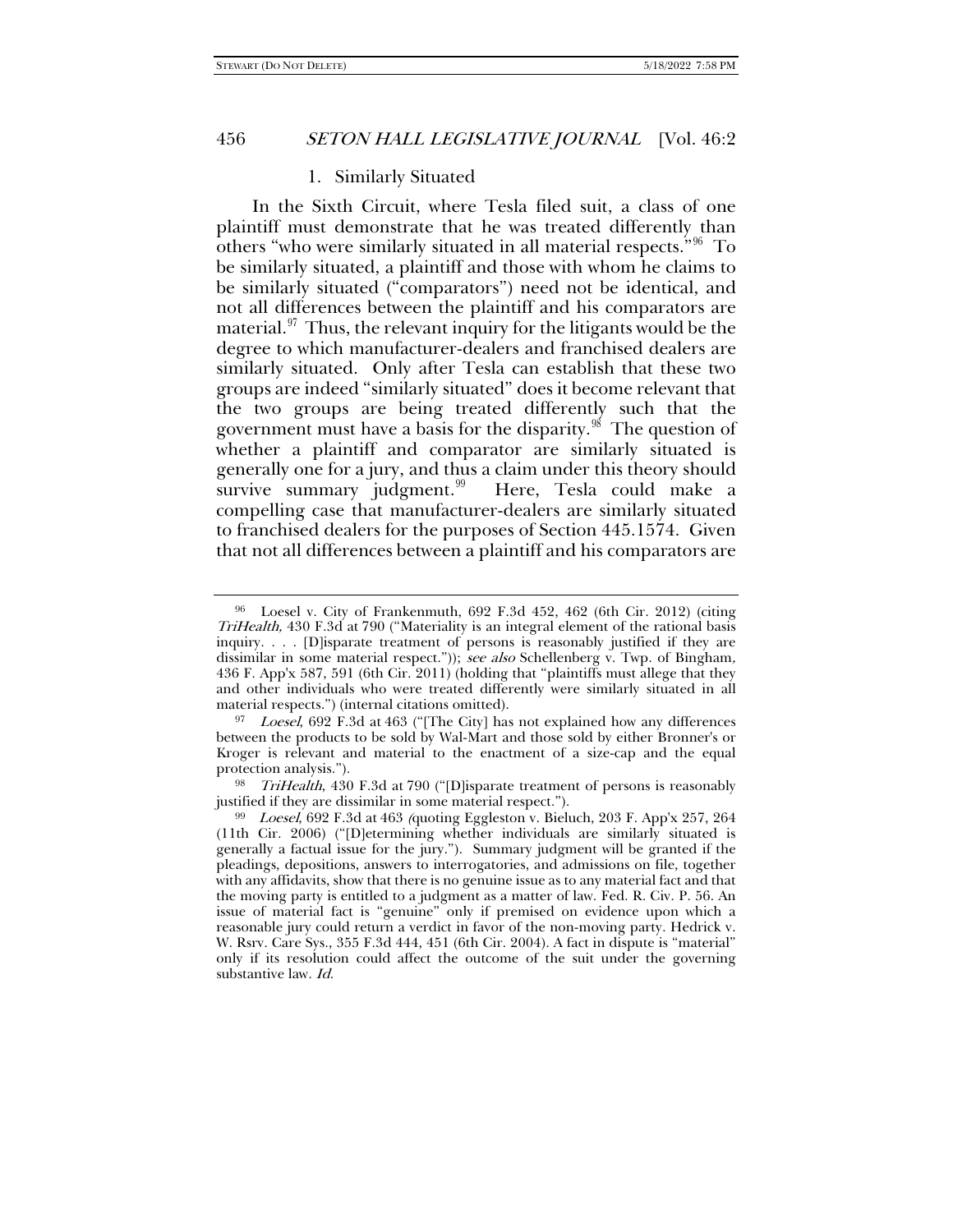### 1. Similarly Situated

In the Sixth Circuit, where Tesla filed suit, a class of one plaintiff must demonstrate that he was treated differently than others "who were similarly situated in all material respects."[96] To be similarly situated, a plaintiff and those with whom he claims to be similarly situated ("comparators") need not be identical, and not all differences between the plaintiff and his comparators are material.[97] Thus, the relevant inquiry for the litigants would be the degree to which manufacturer-dealers and franchised dealers are similarly situated. Only after Tesla can establish that these two groups are indeed "similarly situated" does it become relevant that the two groups are being treated differently such that the government must have a basis for the disparity.[98] The question of whether a plaintiff and comparator are similarly situated is generally one for a jury, and thus a claim under this theory should survive summary judgment.[99] Here, Tesla could make a compelling case that manufacturer-dealers are similarly situated to franchised dealers for the purposes of Section 445.1574. Given that not all differences between a plaintiff and his comparators are

---

[96] Loesel v. City of Frankenmuth, 692 F.3d 452, 462 (6th Cir. 2012) (citing *TriHealth,* 430 F.3d at 790 ("Materiality is an integral element of the rational basis inquiry. . . . [D]isparate treatment of persons is reasonably justified if they are dissimilar in some material respect.")); *see also* Schellenberg v. Twp. of Bingham*,* 436 F. App'x 587, 591 (6th Cir. 2011) (holding that "plaintiffs must allege that they and other individuals who were treated differently were similarly situated in all material respects.") (internal citations omitted).

[97] *Loesel,* 692 F.3d at 463 ("[The City] has not explained how any differences between the products to be sold by Wal-Mart and those sold by either Bronner's or Kroger is relevant and material to the enactment of a size-cap and the equal protection analysis.").

[98] *TriHealth*, 430 F.3d at 790 ("[D]isparate treatment of persons is reasonably justified if they are dissimilar in some material respect.").

[99] *Loesel*, 692 F.3d at 463 *(*quoting Eggleston v. Bieluch, 203 F. App'x 257, 264 (11th Cir. 2006) ("[D]etermining whether individuals are similarly situated is generally a factual issue for the jury."). Summary judgment will be granted if the pleadings, depositions, answers to interrogatories, and admissions on file, together with any affidavits, show that there is no genuine issue as to any material fact and that the moving party is entitled to a judgment as a matter of law. Fed. R. Civ. P. 56. An issue of material fact is "genuine" only if premised on evidence upon which a reasonable jury could return a verdict in favor of the non-moving party. Hedrick v. W. Rsrv. Care Sys., 355 F.3d 444, 451 (6th Cir. 2004). A fact in dispute is "material" only if its resolution could affect the outcome of the suit under the governing substantive law. *Id.*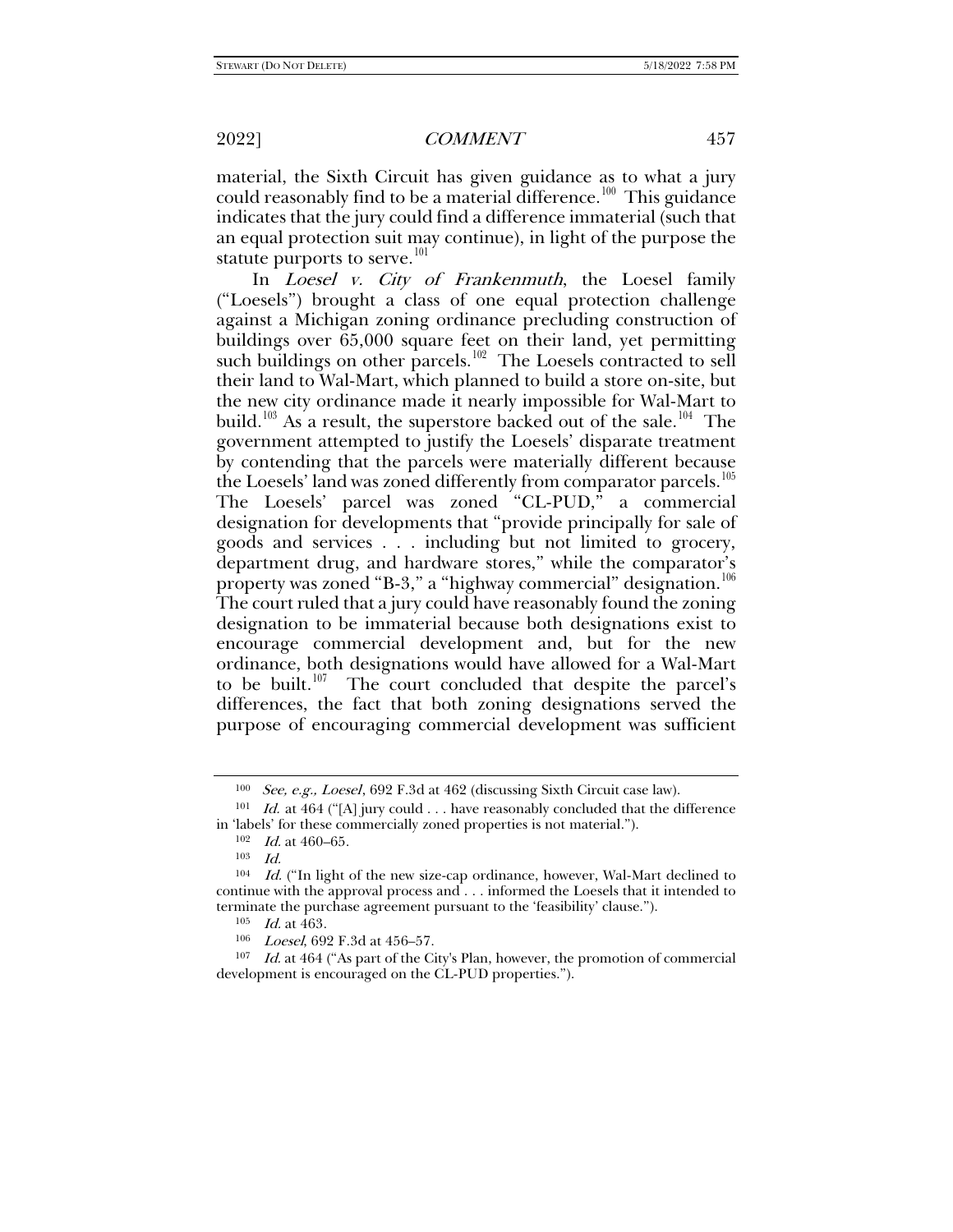material, the Sixth Circuit has given guidance as to what a jury could reasonably find to be a material difference.[100] This guidance indicates that the jury could find a difference immaterial (such that an equal protection suit may continue), in light of the purpose the statute purports to serve.[101]

In *Loesel v. City of Frankenmuth*, the Loesel family ("Loesels") brought a class of one equal protection challenge against a Michigan zoning ordinance precluding construction of buildings over 65,000 square feet on their land, yet permitting such buildings on other parcels.[102] The Loesels contracted to sell their land to Wal-Mart, which planned to build a store on-site, but the new city ordinance made it nearly impossible for Wal-Mart to build.[103] As a result, the superstore backed out of the sale.[104] The government attempted to justify the Loesels' disparate treatment by contending that the parcels were materially different because the Loesels' land was zoned differently from comparator parcels.[105] The Loesels' parcel was zoned "CL-PUD," a commercial designation for developments that "provide principally for sale of goods and services . . . including but not limited to grocery, department drug, and hardware stores," while the comparator's property was zoned "B-3," a "highway commercial" designation.[106] The court ruled that a jury could have reasonably found the zoning designation to be immaterial because both designations exist to encourage commercial development and, but for the new ordinance, both designations would have allowed for a Wal-Mart to be built.[107] The court concluded that despite the parcel's differences, the fact that both zoning designations served the purpose of encouraging commercial development was sufficient

---

[100] *See, e.g.*, *Loesel*, 692 F.3d at 462 (discussing Sixth Circuit case law).

[101] *Id.* at 464 ("[A] jury could . . . have reasonably concluded that the difference in 'labels' for these commercially zoned properties is not material.").

[102] *Id.* at 460–65.

[103] *Id.*

[104] *Id.* ("In light of the new size-cap ordinance, however, Wal-Mart declined to continue with the approval process and . . . informed the Loesels that it intended to terminate the purchase agreement pursuant to the 'feasibility' clause.").

[105] *Id.* at 463.

[106] *Loesel*, 692 F.3d at 456–57.

[107] *Id.* at 464 ("As part of the City's Plan, however, the promotion of commercial development is encouraged on the CL-PUD properties.").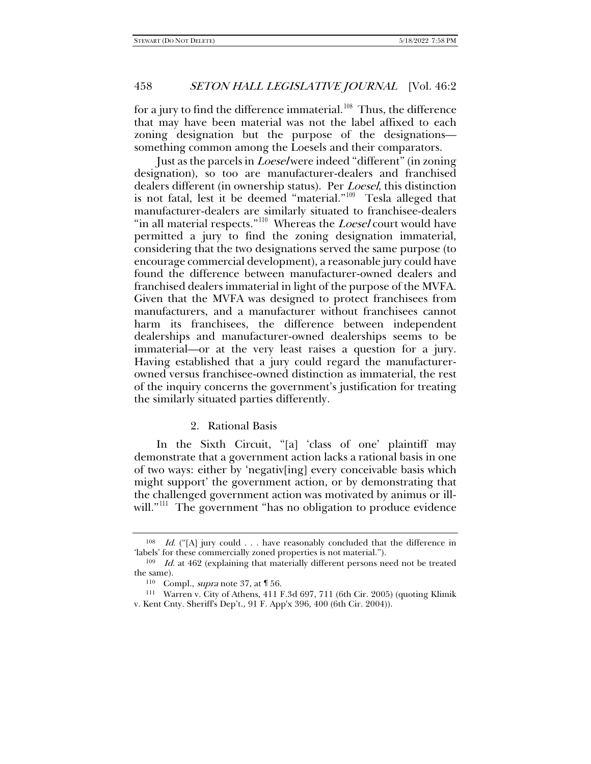for a jury to find the difference immaterial.[108] Thus, the difference that may have been material was not the label affixed to each zoning designation but the purpose of the designations—something common among the Loesels and their comparators.

Just as the parcels in *Loesel* were indeed "different" (in zoning designation), so too are manufacturer-dealers and franchised dealers different (in ownership status). Per *Loesel*, this distinction is not fatal, lest it be deemed "material."[109] Tesla alleged that manufacturer-dealers are similarly situated to franchisee-dealers "in all material respects."[110] Whereas the *Loesel* court would have permitted a jury to find the zoning designation immaterial, considering that the two designations served the same purpose (to encourage commercial development), a reasonable jury could have found the difference between manufacturer-owned dealers and franchised dealers immaterial in light of the purpose of the MVFA. Given that the MVFA was designed to protect franchisees from manufacturers, and a manufacturer without franchisees cannot harm its franchisees, the difference between independent dealerships and manufacturer-owned dealerships seems to be immaterial—or at the very least raises a question for a jury. Having established that a jury could regard the manufacturer-owned versus franchisee-owned distinction as immaterial, the rest of the inquiry concerns the government's justification for treating the similarly situated parties differently.

### 2. Rational Basis

In the Sixth Circuit, "[a] 'class of one' plaintiff may demonstrate that a government action lacks a rational basis in one of two ways: either by 'negativ[ing] every conceivable basis which might support' the government action, or by demonstrating that the challenged government action was motivated by animus or ill-will."[111] The government "has no obligation to produce evidence

---

[108] *Id.* ("[A] jury could . . . have reasonably concluded that the difference in 'labels' for these commercially zoned properties is not material.").

[109] *Id.* at 462 (explaining that materially different persons need not be treated the same).

[110] Compl., *supra* note 37, at ¶ 56.

[111] Warren v. City of Athens, 411 F.3d 697, 711 (6th Cir. 2005) (quoting Klimik v. Kent Cnty. Sheriff's Dep't., 91 F. App'x 396, 400 (6th Cir. 2004)).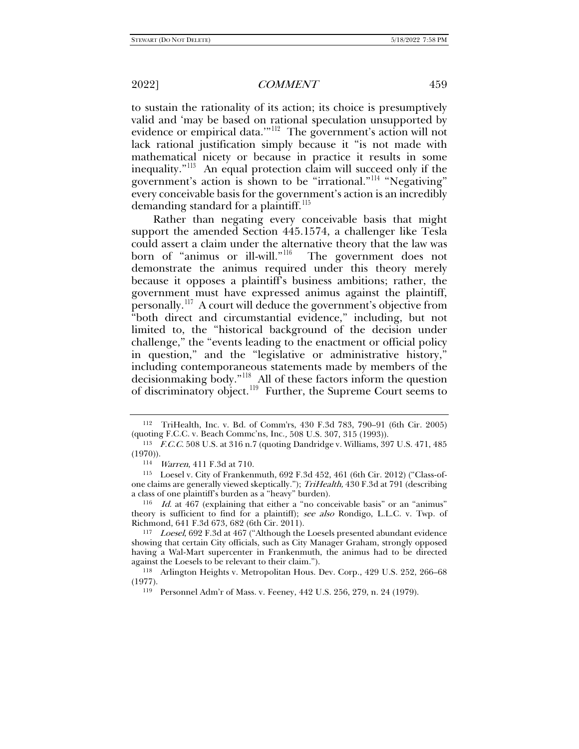to sustain the rationality of its action; its choice is presumptively valid and 'may be based on rational speculation unsupported by evidence or empirical data.'"[112] The government's action will not lack rational justification simply because it "is not made with mathematical nicety or because in practice it results in some inequality."[113] An equal protection claim will succeed only if the government's action is shown to be "irrational."[114] "Negativing" every conceivable basis for the government's action is an incredibly demanding standard for a plaintiff.[115]

Rather than negating every conceivable basis that might support the amended Section 445.1574, a challenger like Tesla could assert a claim under the alternative theory that the law was born of "animus or ill-will."[116] The government does not demonstrate the animus required under this theory merely because it opposes a plaintiff's business ambitions; rather, the government must have expressed animus against the plaintiff, personally.[117] A court will deduce the government's objective from "both direct and circumstantial evidence," including, but not limited to, the "historical background of the decision under challenge," the "events leading to the enactment or official policy in question," and the "legislative or administrative history," including contemporaneous statements made by members of the decisionmaking body."[118] All of these factors inform the question of discriminatory object.[119] Further, the Supreme Court seems to

---

[112] TriHealth, Inc. v. Bd. of Comm'rs, 430 F.3d 783, 790–91 (6th Cir. 2005) (quoting F.C.C. v. Beach Commc'ns, Inc., 508 U.S. 307, 315 (1993)).

[113] *F.C.C.* 508 U.S. at 316 n.7 (quoting Dandridge v. Williams, 397 U.S. 471, 485 (1970)).

[114] *Warren*, 411 F.3d at 710.

[115] Loesel v. City of Frankenmuth, 692 F.3d 452, 461 (6th Cir. 2012) ("Class-of-one claims are generally viewed skeptically."); *TriHealth,* 430 F.3d at 791 (describing a class of one plaintiff's burden as a "heavy" burden).

[116] *Id.* at 467 (explaining that either a "no conceivable basis" or an "animus" theory is sufficient to find for a plaintiff); *see also* Rondigo, L.L.C. v. Twp. of Richmond, 641 F.3d 673, 682 (6th Cir. 2011).

[117] *Loesel*, 692 F.3d at 467 ("Although the Loesels presented abundant evidence showing that certain City officials, such as City Manager Graham, strongly opposed having a Wal-Mart supercenter in Frankenmuth, the animus had to be directed against the Loesels to be relevant to their claim.").

[118] Arlington Heights v. Metropolitan Hous. Dev. Corp., 429 U.S. 252, 266–68 (1977).

[119] Personnel Adm'r of Mass. v. Feeney, 442 U.S. 256, 279, n. 24 (1979).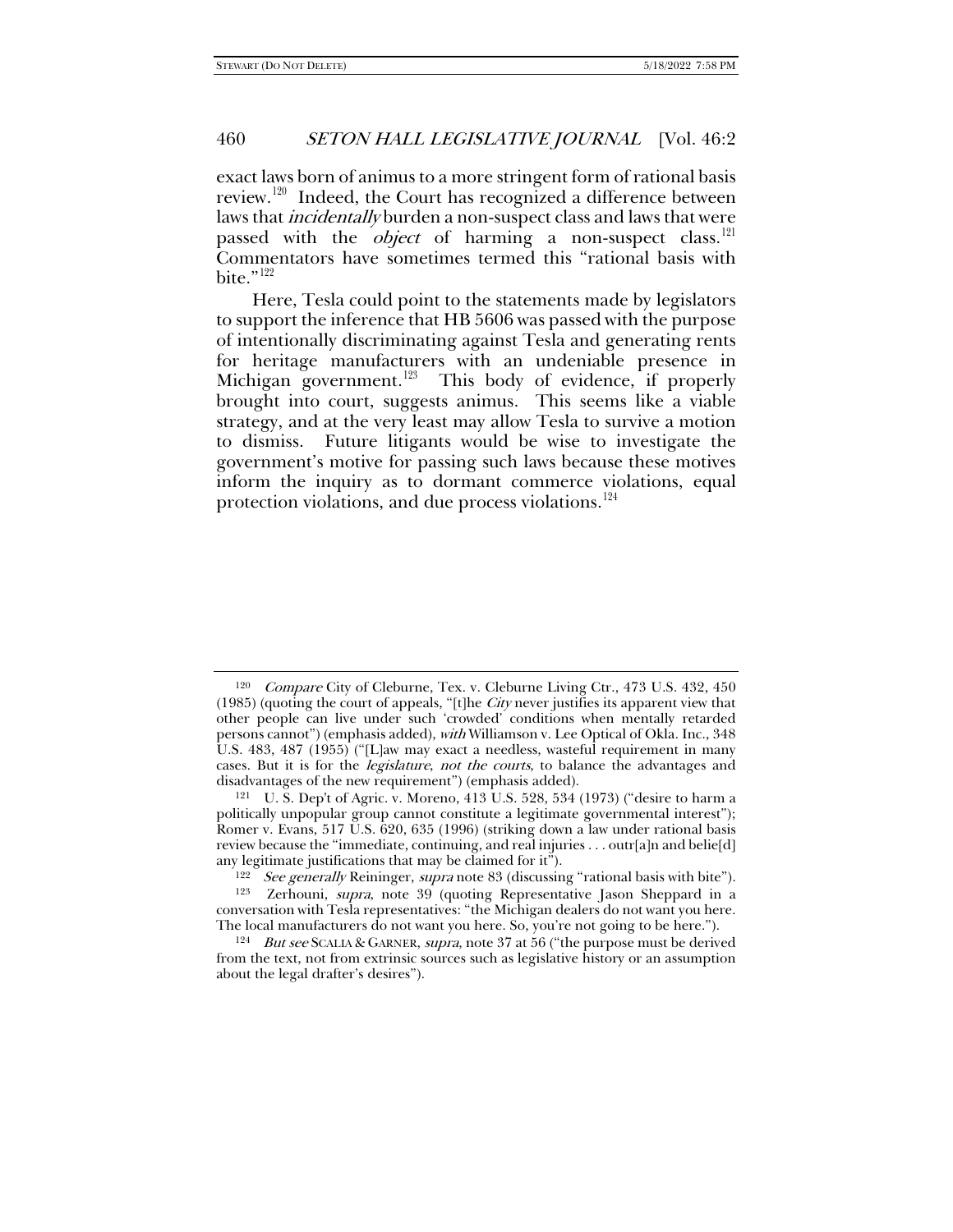exact laws born of animus to a more stringent form of rational basis review.[120] Indeed, the Court has recognized a difference between laws that *incidentally* burden a non-suspect class and laws that were passed with the *object* of harming a non-suspect class.[121] Commentators have sometimes termed this "rational basis with bite."[122]

Here, Tesla could point to the statements made by legislators to support the inference that HB 5606 was passed with the purpose of intentionally discriminating against Tesla and generating rents for heritage manufacturers with an undeniable presence in Michigan government.[123] This body of evidence, if properly brought into court, suggests animus. This seems like a viable strategy, and at the very least may allow Tesla to survive a motion to dismiss. Future litigants would be wise to investigate the government's motive for passing such laws because these motives inform the inquiry as to dormant commerce violations, equal protection violations, and due process violations.[124]

---

[120] *Compare* City of Cleburne, Tex. v. Cleburne Living Ctr., 473 U.S. 432, 450 (1985) (quoting the court of appeals, "[t]he *City* never justifies its apparent view that other people can live under such 'crowded' conditions when mentally retarded persons cannot") (emphasis added), *with* Williamson v. Lee Optical of Okla. Inc., 348 U.S. 483, 487 (1955) ("[L]aw may exact a needless, wasteful requirement in many cases. But it is for the *legislature, not the courts*, to balance the advantages and disadvantages of the new requirement") (emphasis added).

[121] U. S. Dep't of Agric. v. Moreno, 413 U.S. 528, 534 (1973) ("desire to harm a politically unpopular group cannot constitute a legitimate governmental interest"); Romer v. Evans, 517 U.S. 620, 635 (1996) (striking down a law under rational basis review because the "immediate, continuing, and real injuries . . . outr[a]n and belie[d] any legitimate justifications that may be claimed for it").

[122] *See generally* Reininger, *supra* note 83 (discussing "rational basis with bite").

[123] Zerhouni, *supra*, note 39 (quoting Representative Jason Sheppard in a conversation with Tesla representatives: "the Michigan dealers do not want you here. The local manufacturers do not want you here. So, you're not going to be here.").

[124] *But see* SCALIA & GARNER, *supra*, note 37 at 56 ("the purpose must be derived from the text, not from extrinsic sources such as legislative history or an assumption about the legal drafter's desires").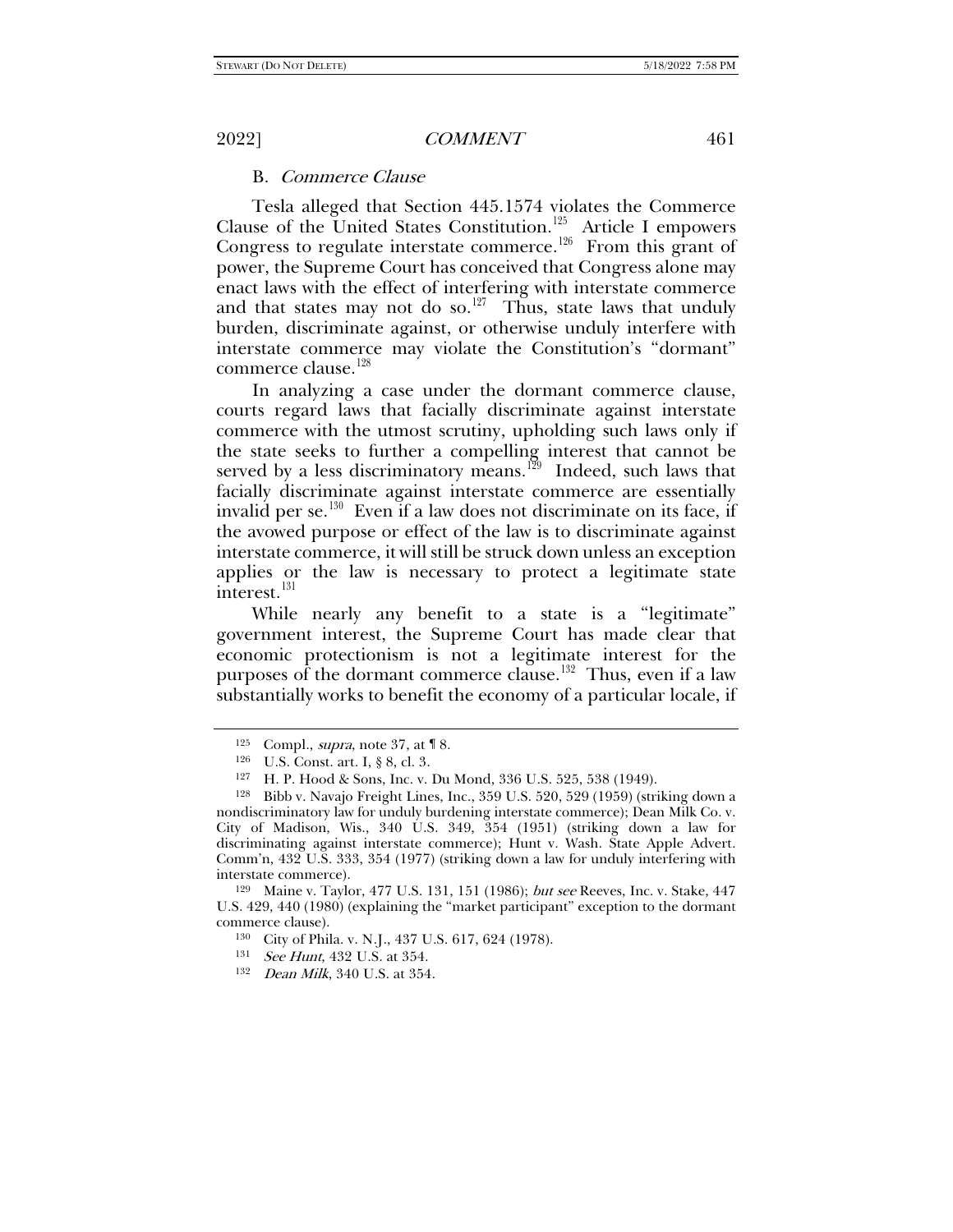### B. *Commerce Clause*

Tesla alleged that Section 445.1574 violates the Commerce Clause of the United States Constitution.[125] Article I empowers Congress to regulate interstate commerce.[126] From this grant of power, the Supreme Court has conceived that Congress alone may enact laws with the effect of interfering with interstate commerce and that states may not do so.[127] Thus, state laws that unduly burden, discriminate against, or otherwise unduly interfere with interstate commerce may violate the Constitution's "dormant" commerce clause.[128]

In analyzing a case under the dormant commerce clause, courts regard laws that facially discriminate against interstate commerce with the utmost scrutiny, upholding such laws only if the state seeks to further a compelling interest that cannot be served by a less discriminatory means.[129] Indeed, such laws that facially discriminate against interstate commerce are essentially invalid per se.[130] Even if a law does not discriminate on its face, if the avowed purpose or effect of the law is to discriminate against interstate commerce, it will still be struck down unless an exception applies or the law is necessary to protect a legitimate state interest.[131]

While nearly any benefit to a state is a "legitimate" government interest, the Supreme Court has made clear that economic protectionism is not a legitimate interest for the purposes of the dormant commerce clause.[132] Thus, even if a law substantially works to benefit the economy of a particular locale, if

---

[125] Compl., *supra*, note 37, at ¶ 8.

[126] U.S. Const. art. I, § 8, cl. 3.

[127] H. P. Hood & Sons, Inc. v. Du Mond, 336 U.S. 525, 538 (1949).

[128] Bibb v. Navajo Freight Lines, Inc., 359 U.S. 520, 529 (1959) (striking down a nondiscriminatory law for unduly burdening interstate commerce); Dean Milk Co. v. City of Madison, Wis., 340 U.S. 349, 354 (1951) (striking down a law for discriminating against interstate commerce); Hunt v. Wash. State Apple Advert. Comm'n, 432 U.S. 333, 354 (1977) (striking down a law for unduly interfering with interstate commerce).

[129] Maine v. Taylor, 477 U.S. 131, 151 (1986); *but see* Reeves, Inc. v. Stake, 447 U.S. 429, 440 (1980) (explaining the "market participant" exception to the dormant commerce clause).

[130] City of Phila. v. N.J., 437 U.S. 617, 624 (1978).

[131] *See Hunt*, 432 U.S. at 354.

[132] *Dean Milk*, 340 U.S. at 354.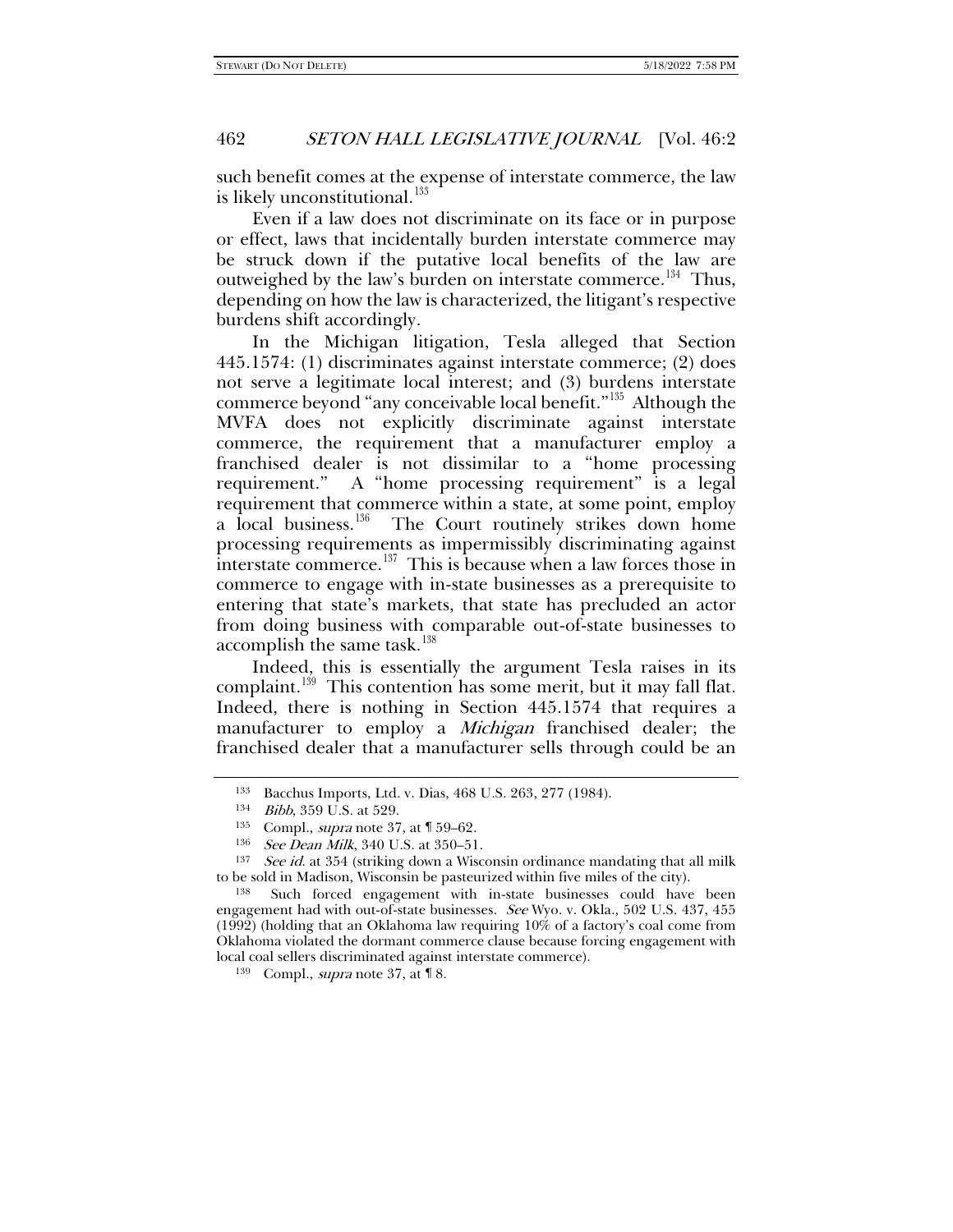such benefit comes at the expense of interstate commerce, the law is likely unconstitutional.[133]

Even if a law does not discriminate on its face or in purpose or effect, laws that incidentally burden interstate commerce may be struck down if the putative local benefits of the law are outweighed by the law's burden on interstate commerce.[134] Thus, depending on how the law is characterized, the litigant's respective burdens shift accordingly.

In the Michigan litigation, Tesla alleged that Section 445.1574: (1) discriminates against interstate commerce; (2) does not serve a legitimate local interest; and (3) burdens interstate commerce beyond "any conceivable local benefit."[135] Although the MVFA does not explicitly discriminate against interstate commerce, the requirement that a manufacturer employ a franchised dealer is not dissimilar to a "home processing requirement." A "home processing requirement" is a legal requirement that commerce within a state, at some point, employ a local business.[136] The Court routinely strikes down home processing requirements as impermissibly discriminating against interstate commerce.[137] This is because when a law forces those in commerce to engage with in-state businesses as a prerequisite to entering that state's markets, that state has precluded an actor from doing business with comparable out-of-state businesses to accomplish the same task.[138]

Indeed, this is essentially the argument Tesla raises in its complaint.[139] This contention has some merit, but it may fall flat. Indeed, there is nothing in Section 445.1574 that requires a manufacturer to employ a *Michigan* franchised dealer; the franchised dealer that a manufacturer sells through could be an

---

[133] Bacchus Imports, Ltd. v. Dias, 468 U.S. 263, 277 (1984).

[134] *Bibb*, 359 U.S. at 529.

[135] Compl., *supra* note 37, at ¶ 59–62.

[136] *See Dean Milk*, 340 U.S. at 350–51.

[137] *See id.* at 354 (striking down a Wisconsin ordinance mandating that all milk to be sold in Madison, Wisconsin be pasteurized within five miles of the city).

[138] Such forced engagement with in-state businesses could have been engagement had with out-of-state businesses. *See* Wyo. v. Okla., 502 U.S. 437, 455 (1992) (holding that an Oklahoma law requiring 10% of a factory's coal come from Oklahoma violated the dormant commerce clause because forcing engagement with local coal sellers discriminated against interstate commerce).

[139] Compl., *supra* note 37, at ¶ 8.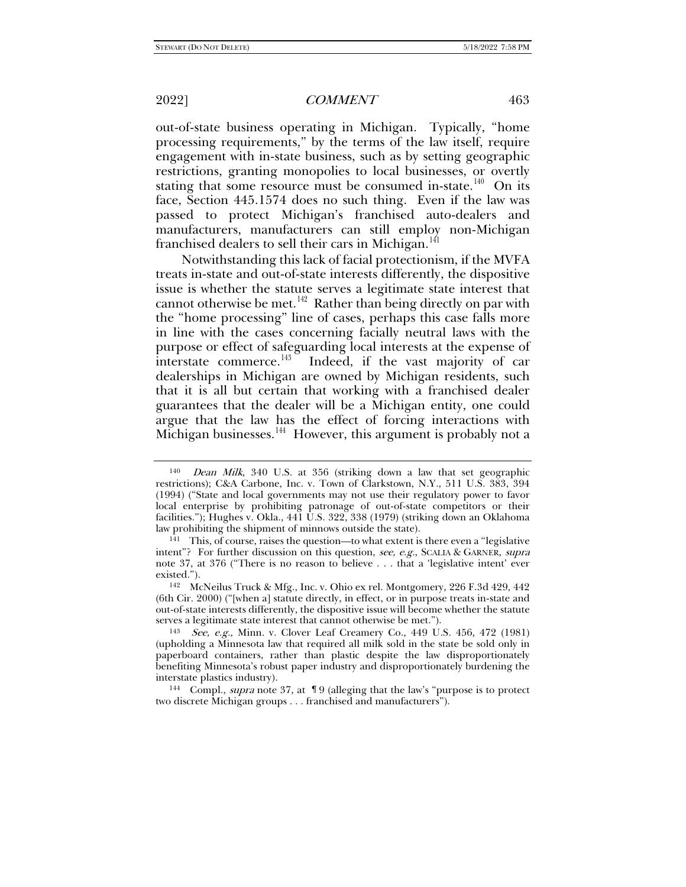out-of-state business operating in Michigan. Typically, "home processing requirements," by the terms of the law itself, require engagement with in-state business, such as by setting geographic restrictions, granting monopolies to local businesses, or overtly stating that some resource must be consumed in-state.[140] On its face, Section 445.1574 does no such thing. Even if the law was passed to protect Michigan's franchised auto-dealers and manufacturers, manufacturers can still employ non-Michigan franchised dealers to sell their cars in Michigan.[141]

Notwithstanding this lack of facial protectionism, if the MVFA treats in-state and out-of-state interests differently, the dispositive issue is whether the statute serves a legitimate state interest that cannot otherwise be met.[142] Rather than being directly on par with the "home processing" line of cases, perhaps this case falls more in line with the cases concerning facially neutral laws with the purpose or effect of safeguarding local interests at the expense of interstate commerce.[143] Indeed, if the vast majority of car dealerships in Michigan are owned by Michigan residents, such that it is all but certain that working with a franchised dealer guarantees that the dealer will be a Michigan entity, one could argue that the law has the effect of forcing interactions with Michigan businesses.[144] However, this argument is probably not a

---

[140] *Dean Milk*, 340 U.S. at 356 (striking down a law that set geographic restrictions); C&A Carbone, Inc. v. Town of Clarkstown, N.Y., 511 U.S. 383, 394 (1994) ("State and local governments may not use their regulatory power to favor local enterprise by prohibiting patronage of out-of-state competitors or their facilities."); Hughes v. Okla., 441 U.S. 322, 338 (1979) (striking down an Oklahoma law prohibiting the shipment of minnows outside the state).

[141] This, of course, raises the question—to what extent is there even a "legislative intent"? For further discussion on this question, *see, e.g.*, SCALIA & GARNER, *supra* note 37, at 376 ("There is no reason to believe . . . that a 'legislative intent' ever existed.").

[142] McNeilus Truck & Mfg., Inc. v. Ohio ex rel. Montgomery, 226 F.3d 429, 442 (6th Cir. 2000) ("[when a] statute directly, in effect, or in purpose treats in-state and out-of-state interests differently, the dispositive issue will become whether the statute serves a legitimate state interest that cannot otherwise be met.").

[143] *See, e.g.,* Minn. v. Clover Leaf Creamery Co., 449 U.S. 456, 472 (1981) (upholding a Minnesota law that required all milk sold in the state be sold only in paperboard containers, rather than plastic despite the law disproportionately benefiting Minnesota's robust paper industry and disproportionately burdening the interstate plastics industry).

[144] Compl., *supra* note 37, at ¶ 9 (alleging that the law's "purpose is to protect two discrete Michigan groups . . . franchised and manufacturers").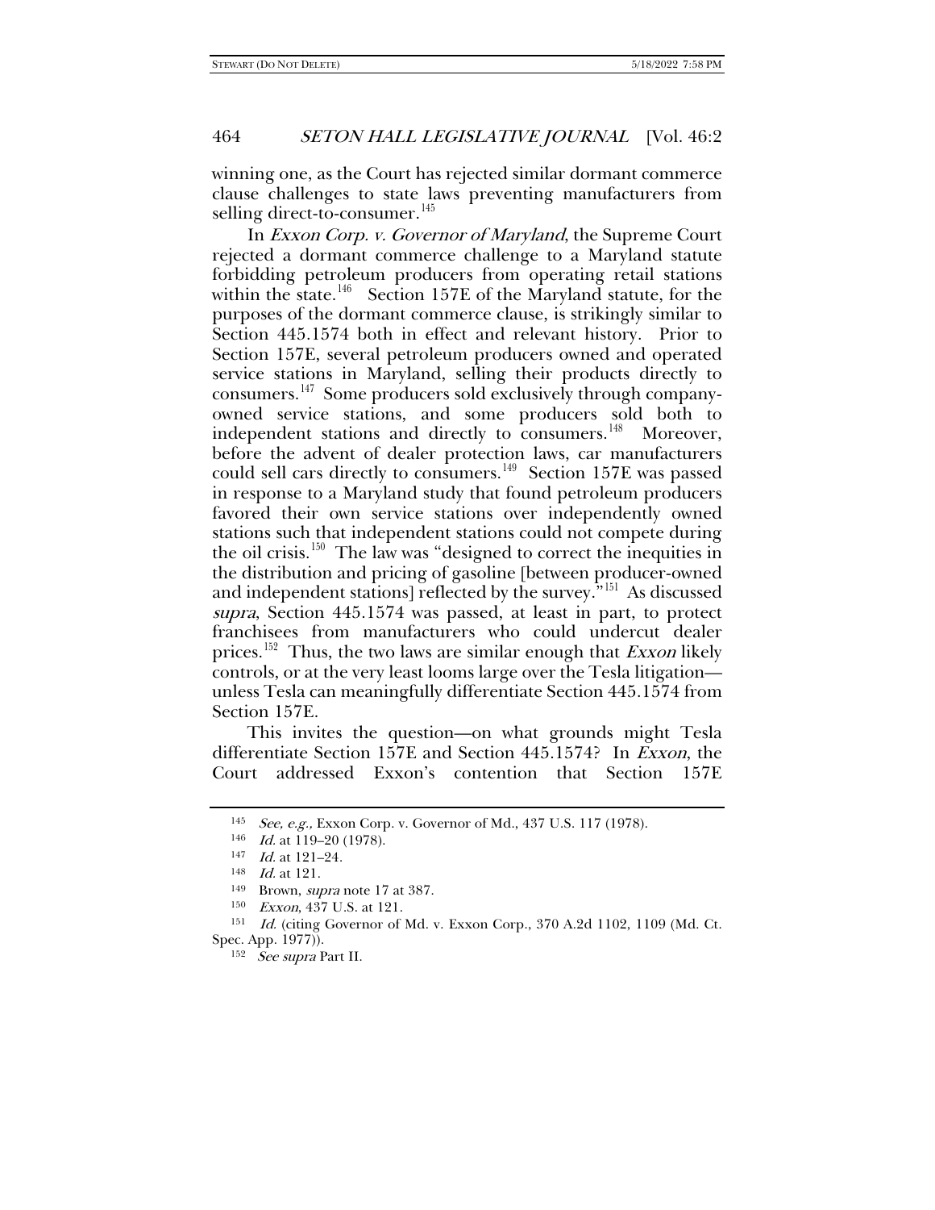winning one, as the Court has rejected similar dormant commerce clause challenges to state laws preventing manufacturers from selling direct-to-consumer.[145]

In *Exxon Corp. v. Governor of Maryland*, the Supreme Court rejected a dormant commerce challenge to a Maryland statute forbidding petroleum producers from operating retail stations within the state.[146] Section 157E of the Maryland statute, for the purposes of the dormant commerce clause, is strikingly similar to Section 445.1574 both in effect and relevant history. Prior to Section 157E, several petroleum producers owned and operated service stations in Maryland, selling their products directly to consumers.[147] Some producers sold exclusively through company-owned service stations, and some producers sold both to independent stations and directly to consumers.[148] Moreover, before the advent of dealer protection laws, car manufacturers could sell cars directly to consumers.[149] Section 157E was passed in response to a Maryland study that found petroleum producers favored their own service stations over independently owned stations such that independent stations could not compete during the oil crisis.[150] The law was "designed to correct the inequities in the distribution and pricing of gasoline [between producer-owned and independent stations] reflected by the survey."[151] As discussed *supra*, Section 445.1574 was passed, at least in part, to protect franchisees from manufacturers who could undercut dealer prices.[152] Thus, the two laws are similar enough that *Exxon* likely controls, or at the very least looms large over the Tesla litigation—unless Tesla can meaningfully differentiate Section 445.1574 from Section 157E.

This invites the question—on what grounds might Tesla differentiate Section 157E and Section 445.1574? In *Exxon*, the Court addressed Exxon's contention that Section 157E

---

[145] *See, e.g.,* Exxon Corp. v. Governor of Md., 437 U.S. 117 (1978).

[146] *Id.* at 119–20 (1978).

[147] *Id.* at 121–24.

[148] *Id.* at 121.

[149] Brown, *supra* note 17 at 387.

[150] *Exxon*, 437 U.S. at 121.

[151] *Id.* (citing Governor of Md. v. Exxon Corp., 370 A.2d 1102, 1109 (Md. Ct. Spec. App. 1977)).

[152] *See supra* Part II.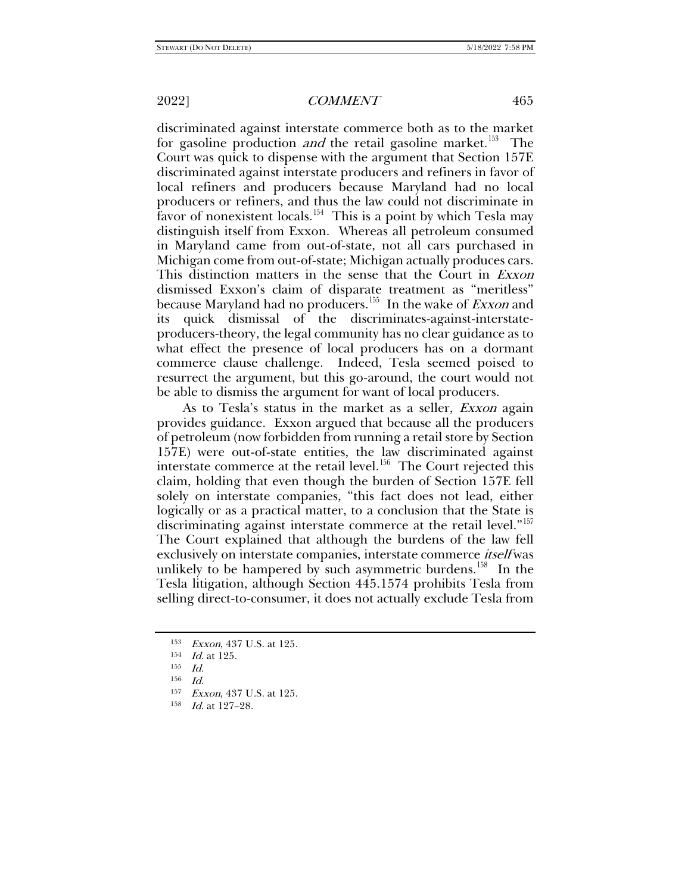discriminated against interstate commerce both as to the market for gasoline production *and* the retail gasoline market.[153] The Court was quick to dispense with the argument that Section 157E discriminated against interstate producers and refiners in favor of local refiners and producers because Maryland had no local producers or refiners, and thus the law could not discriminate in favor of nonexistent locals.[154] This is a point by which Tesla may distinguish itself from Exxon. Whereas all petroleum consumed in Maryland came from out-of-state, not all cars purchased in Michigan come from out-of-state; Michigan actually produces cars. This distinction matters in the sense that the Court in *Exxon* dismissed Exxon's claim of disparate treatment as "meritless" because Maryland had no producers.[155] In the wake of *Exxon* and its quick dismissal of the discriminates-against-interstate-producers-theory, the legal community has no clear guidance as to what effect the presence of local producers has on a dormant commerce clause challenge. Indeed, Tesla seemed poised to resurrect the argument, but this go-around, the court would not be able to dismiss the argument for want of local producers.

As to Tesla's status in the market as a seller, *Exxon* again provides guidance. Exxon argued that because all the producers of petroleum (now forbidden from running a retail store by Section 157E) were out-of-state entities, the law discriminated against interstate commerce at the retail level.[156] The Court rejected this claim, holding that even though the burden of Section 157E fell solely on interstate companies, "this fact does not lead, either logically or as a practical matter, to a conclusion that the State is discriminating against interstate commerce at the retail level."[157] The Court explained that although the burdens of the law fell exclusively on interstate companies, interstate commerce *itself* was unlikely to be hampered by such asymmetric burdens.[158] In the Tesla litigation, although Section 445.1574 prohibits Tesla from selling direct-to-consumer, it does not actually exclude Tesla from

---

[153] *Exxon*, 437 U.S. at 125.

[154] *Id.* at 125.

[155] *Id.*

[156] *Id.*

[157] *Exxon*, 437 U.S. at 125.

[158] *Id.* at 127–28.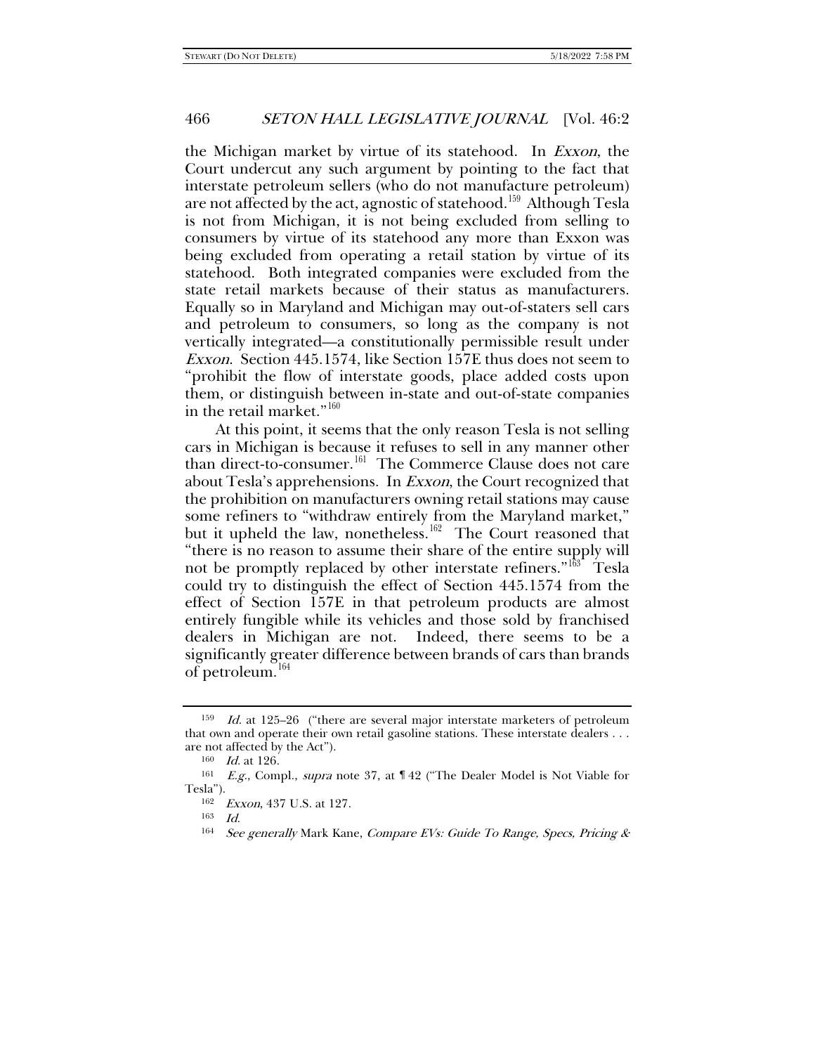the Michigan market by virtue of its statehood. In *Exxon*, the Court undercut any such argument by pointing to the fact that interstate petroleum sellers (who do not manufacture petroleum) are not affected by the act, agnostic of statehood.[159] Although Tesla is not from Michigan, it is not being excluded from selling to consumers by virtue of its statehood any more than Exxon was being excluded from operating a retail station by virtue of its statehood. Both integrated companies were excluded from the state retail markets because of their status as manufacturers. Equally so in Maryland and Michigan may out-of-staters sell cars and petroleum to consumers, so long as the company is not vertically integrated—a constitutionally permissible result under *Exxon*. Section 445.1574, like Section 157E thus does not seem to "prohibit the flow of interstate goods, place added costs upon them, or distinguish between in-state and out-of-state companies in the retail market."[160]

At this point, it seems that the only reason Tesla is not selling cars in Michigan is because it refuses to sell in any manner other than direct-to-consumer.[161] The Commerce Clause does not care about Tesla's apprehensions. In *Exxon*, the Court recognized that the prohibition on manufacturers owning retail stations may cause some refiners to "withdraw entirely from the Maryland market," but it upheld the law, nonetheless.[162] The Court reasoned that "there is no reason to assume their share of the entire supply will not be promptly replaced by other interstate refiners."[163] Tesla could try to distinguish the effect of Section 445.1574 from the effect of Section 157E in that petroleum products are almost entirely fungible while its vehicles and those sold by franchised dealers in Michigan are not. Indeed, there seems to be a significantly greater difference between brands of cars than brands of petroleum.[164]

---

[159] *Id.* at 125–26 ("there are several major interstate marketers of petroleum that own and operate their own retail gasoline stations. These interstate dealers . . . are not affected by the Act").

[160] *Id.* at 126.

[161] *E.g.*, Compl., *supra* note 37, at ¶ 42 ("The Dealer Model is Not Viable for Tesla").

[162] *Exxon*, 437 U.S. at 127.

[163] *Id.*

[164] *See generally* Mark Kane, *Compare EVs: Guide To Range, Specs, Pricing &*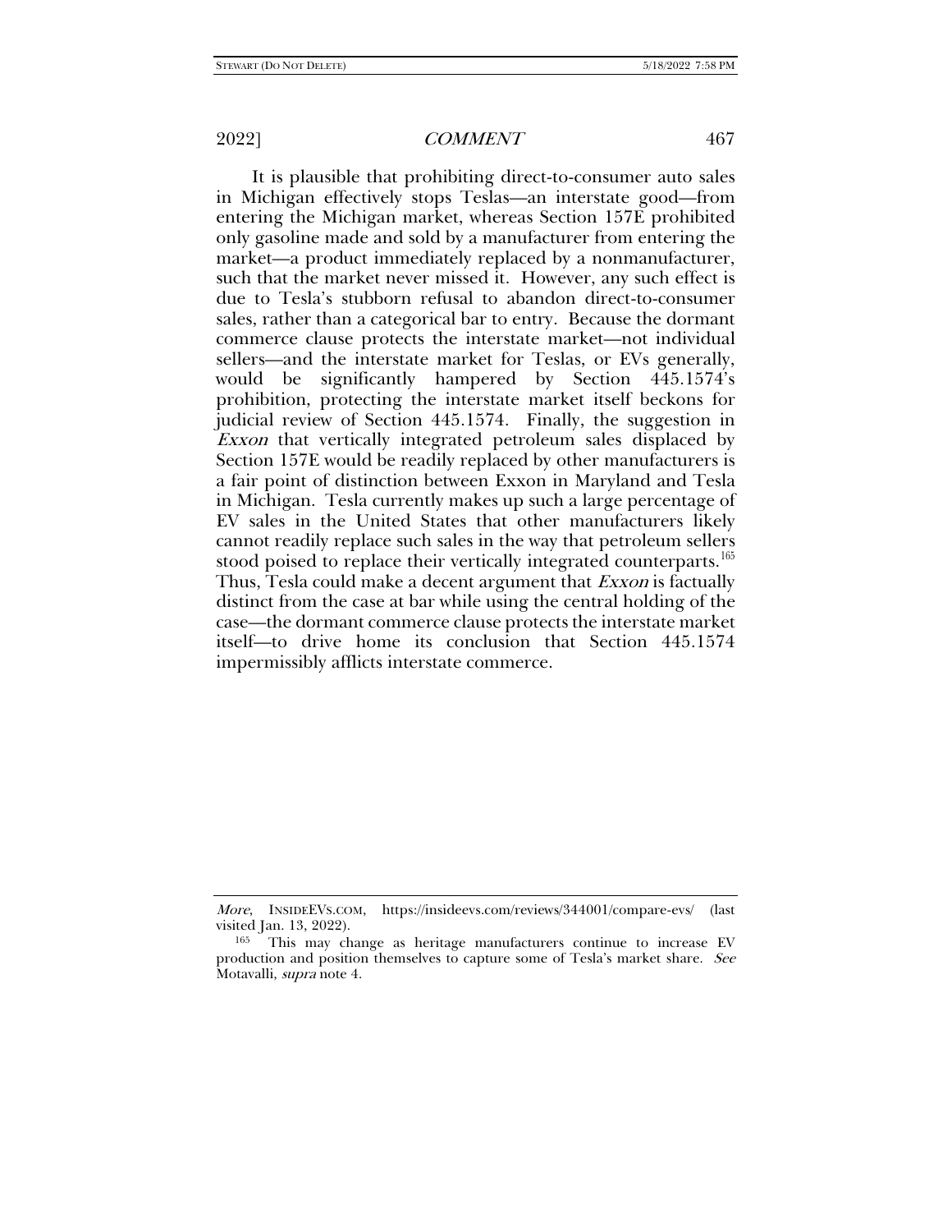It is plausible that prohibiting direct-to-consumer auto sales in Michigan effectively stops Teslas—an interstate good—from entering the Michigan market, whereas Section 157E prohibited only gasoline made and sold by a manufacturer from entering the market—a product immediately replaced by a nonmanufacturer, such that the market never missed it. However, any such effect is due to Tesla's stubborn refusal to abandon direct-to-consumer sales, rather than a categorical bar to entry. Because the dormant commerce clause protects the interstate market—not individual sellers—and the interstate market for Teslas, or EVs generally, would be significantly hampered by Section 445.1574's prohibition, protecting the interstate market itself beckons for judicial review of Section 445.1574. Finally, the suggestion in *Exxon* that vertically integrated petroleum sales displaced by Section 157E would be readily replaced by other manufacturers is a fair point of distinction between Exxon in Maryland and Tesla in Michigan. Tesla currently makes up such a large percentage of EV sales in the United States that other manufacturers likely cannot readily replace such sales in the way that petroleum sellers stood poised to replace their vertically integrated counterparts.[165] Thus, Tesla could make a decent argument that *Exxon* is factually distinct from the case at bar while using the central holding of the case—the dormant commerce clause protects the interstate market itself—to drive home its conclusion that Section 445.1574 impermissibly afflicts interstate commerce.

---

*More*, INSIDEEVS.COM, https://insideevs.com/reviews/344001/compare-evs/ (last visited Jan. 13, 2022).

[165] This may change as heritage manufacturers continue to increase EV production and position themselves to capture some of Tesla's market share. *See* Motavalli, *supra* note 4.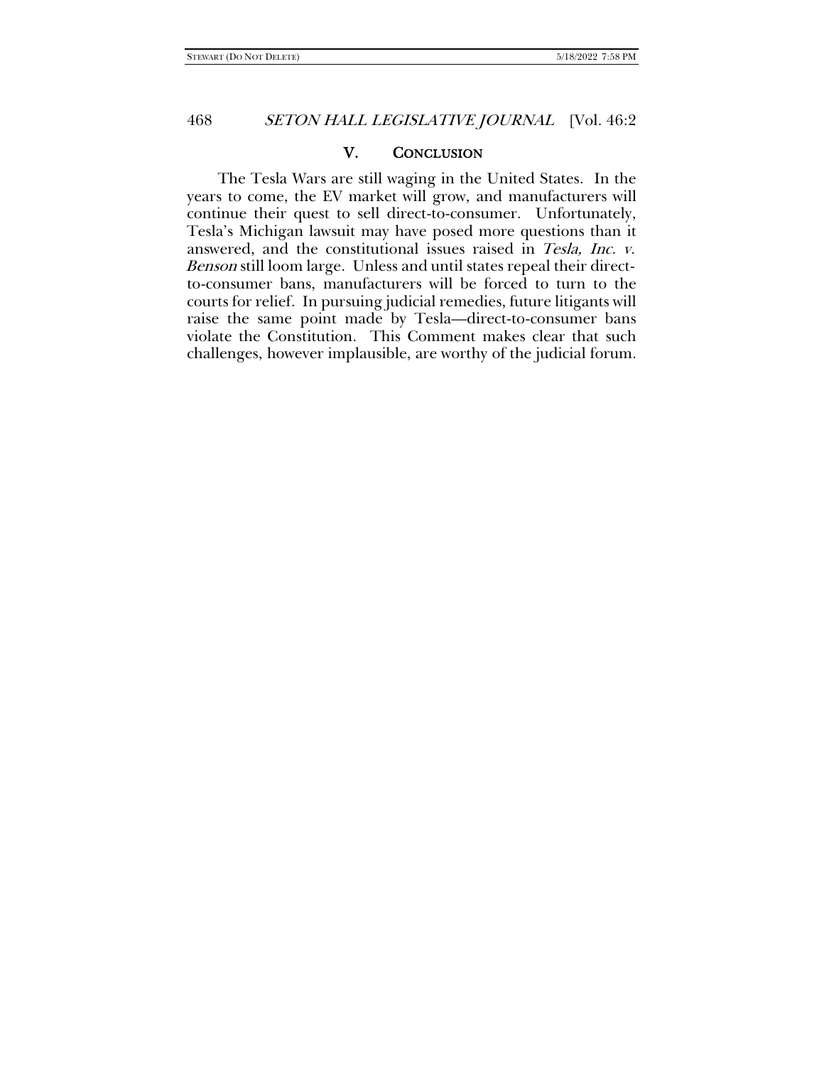## V. CONCLUSION

The Tesla Wars are still waging in the United States. In the years to come, the EV market will grow, and manufacturers will continue their quest to sell direct-to-consumer. Unfortunately, Tesla's Michigan lawsuit may have posed more questions than it answered, and the constitutional issues raised in *Tesla, Inc. v. Benson* still loom large. Unless and until states repeal their direct-to-consumer bans, manufacturers will be forced to turn to the courts for relief. In pursuing judicial remedies, future litigants will raise the same point made by Tesla—direct-to-consumer bans violate the Constitution. This Comment makes clear that such challenges, however implausible, are worthy of the judicial forum.